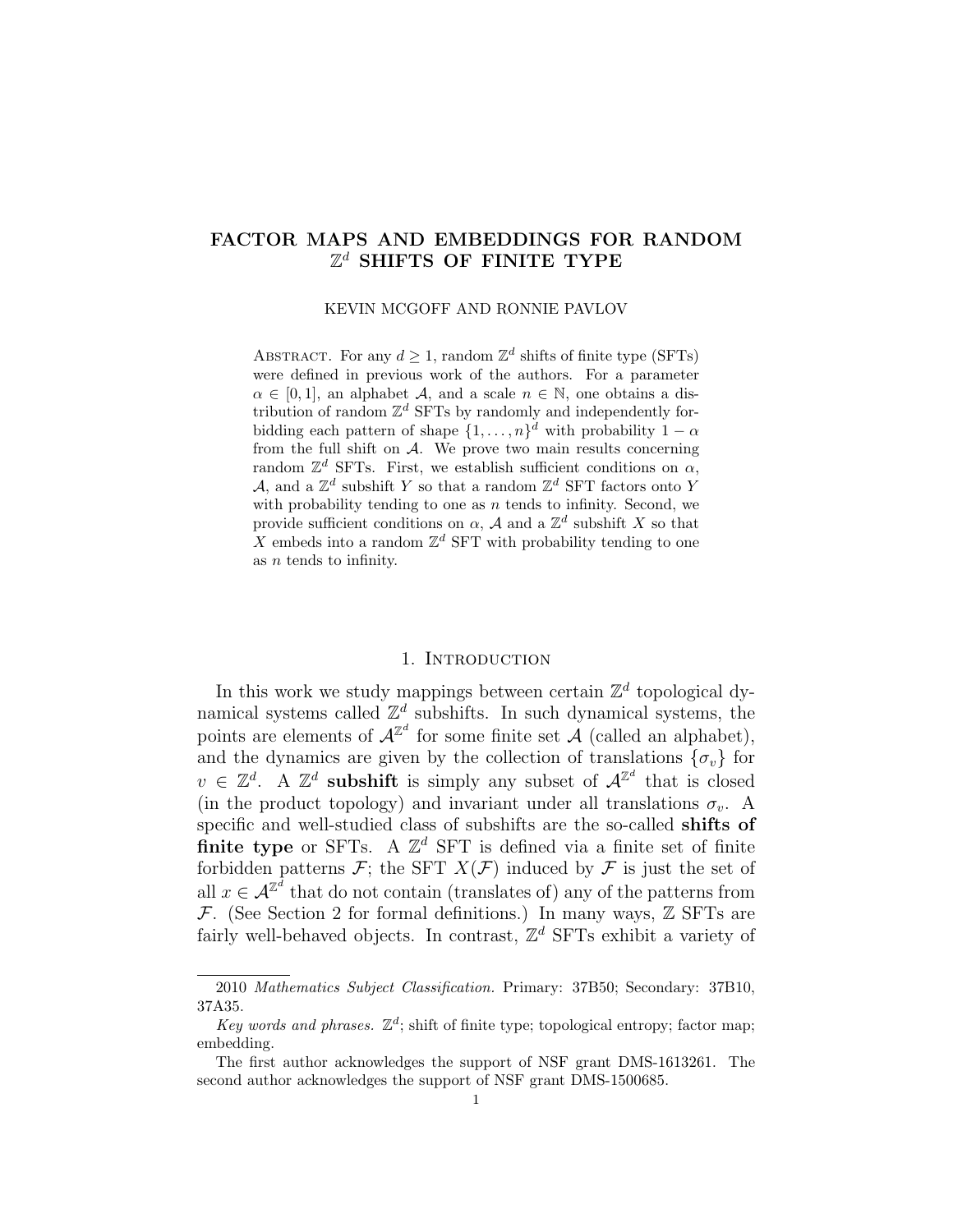# FACTOR MAPS AND EMBEDDINGS FOR RANDOM $\mathbb{Z}^d$ SHIFTS OF FINITE TYPE

KEVIN MCGOFF AND RONNIE PAVLOV

ABSTRACT. For any $d \geq 1$, random $\mathbb{Z}^d$ shifts of finite type (SFTs) were defined in previous work of the authors. For a parameter $\alpha \in [0,1]$, an alphabet $\mathcal{A}$, and a scale $n \in \mathbb{N}$, one obtains a distribution of random $\mathbb{Z}^d$ SFTs by randomly and independently forbidding each pattern of shape $\{1,\ldots,n\}^d$ with probability $1-\alpha$ from the full shift on $\mathcal{A}$. We prove two main results concerning random $\mathbb{Z}^d$ SFTs. First, we establish sufficient conditions on $\alpha$, $\mathcal{A}$, and a $\mathbb{Z}^d$ subshift $Y$ so that a random $\mathbb{Z}^d$ SFT factors onto $Y$ with probability tending to one as $n$ tends to infinity. Second, we provide sufficient conditions on $\alpha$, $\mathcal{A}$ and a $\mathbb{Z}^d$ subshift $X$ so that $X$ embeds into a random $\mathbb{Z}^d$ SFT with probability tending to one as $n$ tends to infinity.

## 1. Introduction

In this work we study mappings between certain $\mathbb{Z}^d$ topological dynamical systems called $\mathbb{Z}^d$ subshifts. In such dynamical systems, the points are elements of $\mathcal{A}^{\mathbb{Z}^d}$ for some finite set $\mathcal{A}$ (called an alphabet), and the dynamics are given by the collection of translations $\{\sigma_v\}$ for $v \in \mathbb{Z}^d$. A $\mathbb{Z}^d$ **subshift** is simply any subset of $\mathcal{A}^{\mathbb{Z}^d}$ that is closed (in the product topology) and invariant under all translations $\sigma_v$. A specific and well-studied class of subshifts are the so-called **shifts of finite type** or SFTs. A $\mathbb{Z}^d$ SFT is defined via a finite set of finite forbidden patterns $\mathcal{F}$; the SFT $X(\mathcal{F})$ induced by $\mathcal{F}$ is just the set of all $x \in \mathcal{A}^{\mathbb{Z}^d}$ that do not contain (translates of) any of the patterns from $\mathcal{F}$. (See Section 2 for formal definitions.) In many ways, $\mathbb{Z}$ SFTs are fairly well-behaved objects. In contrast, $\mathbb{Z}^d$ SFTs exhibit a variety of

---

2010 *Mathematics Subject Classification.* Primary: 37B50; Secondary: 37B10, 37A35.

*Key words and phrases.* $\mathbb{Z}^d$; shift of finite type; topological entropy; factor map; embedding.

The first author acknowledges the support of NSF grant DMS-1613261. The second author acknowledges the support of NSF grant DMS-1500685.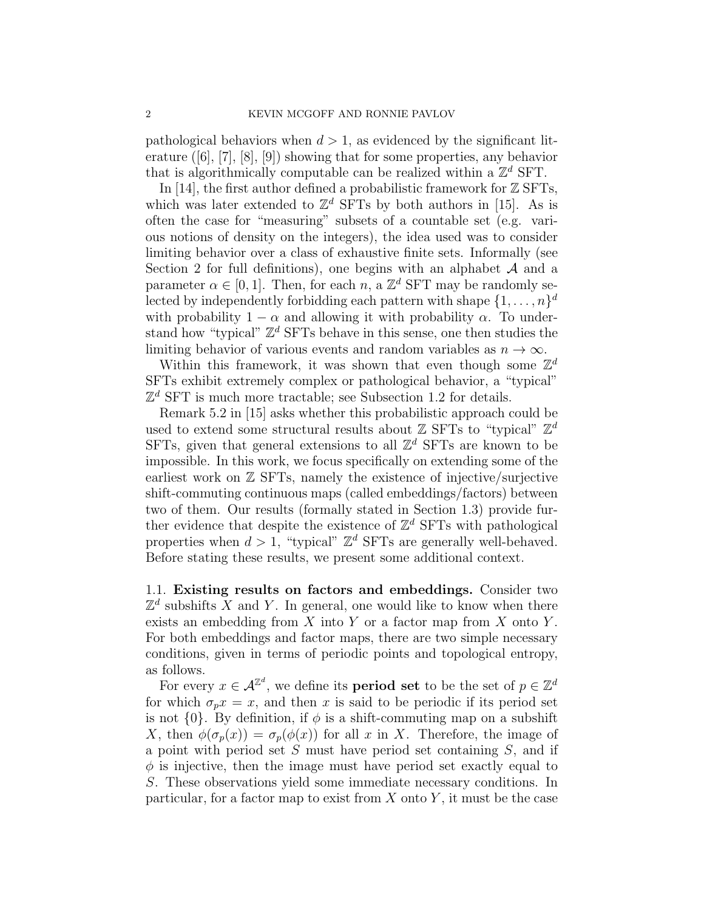pathological behaviors when $d > 1$, as evidenced by the significant literature ([6], [7], [8], [9]) showing that for some properties, any behavior that is algorithmically computable can be realized within a $\mathbb{Z}^d$ SFT.

In [14], the first author defined a probabilistic framework for $\mathbb{Z}$ SFTs, which was later extended to $\mathbb{Z}^d$ SFTs by both authors in [15]. As is often the case for "measuring" subsets of a countable set (e.g. various notions of density on the integers), the idea used was to consider limiting behavior over a class of exhaustive finite sets. Informally (see Section 2 for full definitions), one begins with an alphabet $\mathcal{A}$ and a parameter $\alpha \in [0, 1]$. Then, for each $n$, a $\mathbb{Z}^d$ SFT may be randomly selected by independently forbidding each pattern with shape $\{1, \dots, n\}^d$ with probability $1 - \alpha$ and allowing it with probability $\alpha$. To understand how "typical" $\mathbb{Z}^d$ SFTs behave in this sense, one then studies the limiting behavior of various events and random variables as $n \to \infty$.

Within this framework, it was shown that even though some $\mathbb{Z}^d$ SFTs exhibit extremely complex or pathological behavior, a "typical" $\mathbb{Z}^d$ SFT is much more tractable; see Subsection 1.2 for details.

Remark 5.2 in [15] asks whether this probabilistic approach could be used to extend some structural results about $\mathbb{Z}$ SFTs to "typical" $\mathbb{Z}^d$ SFTs, given that general extensions to all $\mathbb{Z}^d$ SFTs are known to be impossible. In this work, we focus specifically on extending some of the earliest work on $\mathbb{Z}$ SFTs, namely the existence of injective/surjective shift-commuting continuous maps (called embeddings/factors) between two of them. Our results (formally stated in Section 1.3) provide further evidence that despite the existence of $\mathbb{Z}^d$ SFTs with pathological properties when $d > 1$, "typical" $\mathbb{Z}^d$ SFTs are generally well-behaved. Before stating these results, we present some additional context.

## 1.1. Existing results on factors and embeddings.

Consider two $\mathbb{Z}^d$ subshifts $X$ and $Y$. In general, one would like to know when there exists an embedding from $X$ into $Y$ or a factor map from $X$ onto $Y$. For both embeddings and factor maps, there are two simple necessary conditions, given in terms of periodic points and topological entropy, as follows.

For every $x \in \mathcal{A}^{\mathbb{Z}^d}$, we define its **period set** to be the set of $p \in \mathbb{Z}^d$ for which $\sigma_p x = x$, and then $x$ is said to be periodic if its period set is not $\{0\}$. By definition, if $\phi$ is a shift-commuting map on a subshift $X$, then $\phi(\sigma_p(x)) = \sigma_p(\phi(x))$ for all $x$ in $X$. Therefore, the image of a point with period set $S$ must have period set containing $S$, and if $\phi$ is injective, then the image must have period set exactly equal to $S$. These observations yield some immediate necessary conditions. In particular, for a factor map to exist from $X$ onto $Y$, it must be the case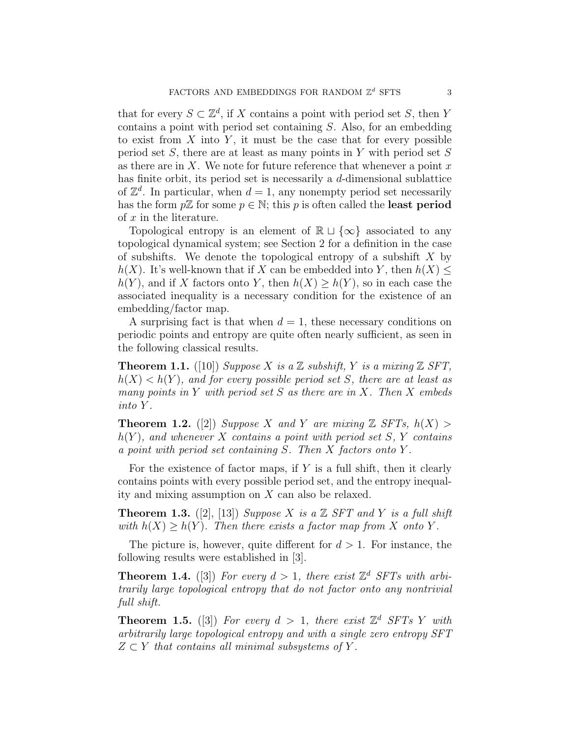that for every $S \subset \mathbb{Z}^d$, if $X$ contains a point with period set $S$, then $Y$ contains a point with period set containing $S$. Also, for an embedding to exist from $X$ into $Y$, it must be the case that for every possible period set $S$, there are at least as many points in $Y$ with period set $S$ as there are in $X$. We note for future reference that whenever a point $x$ has finite orbit, its period set is necessarily a $d$-dimensional sublattice of $\mathbb{Z}^d$. In particular, when $d = 1$, any nonempty period set necessarily has the form $p\mathbb{Z}$ for some $p \in \mathbb{N}$; this $p$ is often called the **least period** of $x$ in the literature.

Topological entropy is an element of $\mathbb{R} \sqcup \{\infty\}$ associated to any topological dynamical system; see Section 2 for a definition in the case of subshifts. We denote the topological entropy of a subshift $X$ by $h(X)$. It's well-known that if $X$ can be embedded into $Y$, then $h(X) \leq h(Y)$, and if $X$ factors onto $Y$, then $h(X) \geq h(Y)$, so in each case the associated inequality is a necessary condition for the existence of an embedding/factor map.

A surprising fact is that when $d = 1$, these necessary conditions on periodic points and entropy are quite often nearly sufficient, as seen in the following classical results.

**Theorem 1.1.** ([10]) *Suppose $X$ is a $\mathbb{Z}$ subshift, $Y$ is a mixing $\mathbb{Z}$ SFT, $h(X) < h(Y)$, and for every possible period set $S$, there are at least as many points in $Y$ with period set $S$ as there are in $X$. Then $X$ embeds into $Y$.*

**Theorem 1.2.** ([2]) *Suppose $X$ and $Y$ are mixing $\mathbb{Z}$ SFTs, $h(X) > h(Y)$, and whenever $X$ contains a point with period set $S$, $Y$ contains a point with period set containing $S$. Then $X$ factors onto $Y$.*

For the existence of factor maps, if $Y$ is a full shift, then it clearly contains points with every possible period set, and the entropy inequality and mixing assumption on $X$ can also be relaxed.

**Theorem 1.3.** ([2], [13]) *Suppose $X$ is a $\mathbb{Z}$ SFT and $Y$ is a full shift with $h(X) \geq h(Y)$. Then there exists a factor map from $X$ onto $Y$.*

The picture is, however, quite different for $d > 1$. For instance, the following results were established in [3].

**Theorem 1.4.** ([3]) *For every $d > 1$, there exist $\mathbb{Z}^d$ SFTs with arbitrarily large topological entropy that do not factor onto any nontrivial full shift.*

**Theorem 1.5.** ([3]) *For every $d > 1$, there exist $\mathbb{Z}^d$ SFTs $Y$ with arbitrarily large topological entropy and with a single zero entropy SFT $Z \subset Y$ that contains all minimal subsystems of $Y$.*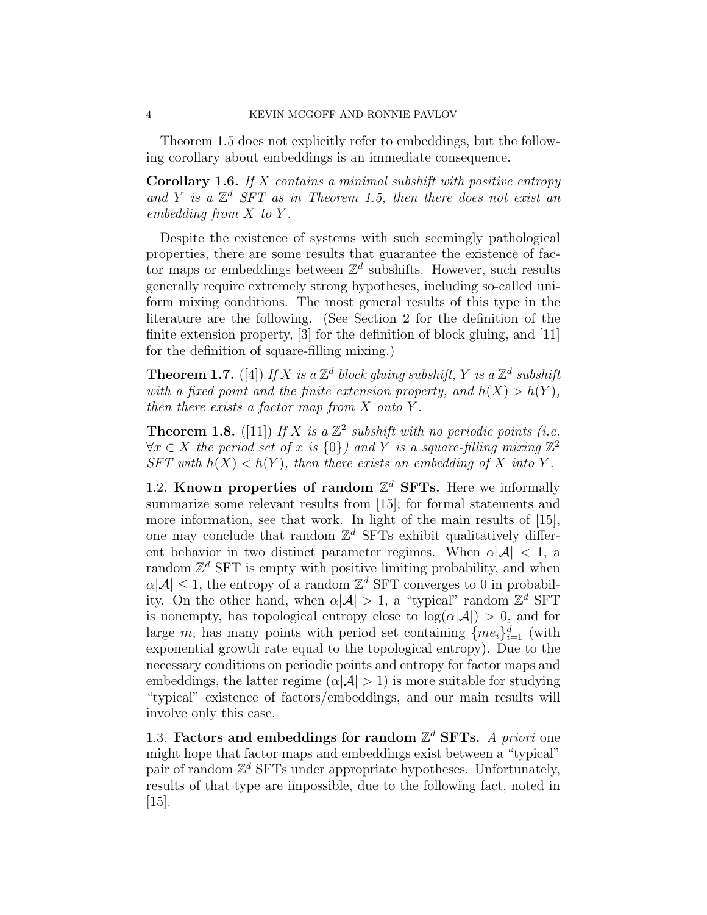Theorem 1.5 does not explicitly refer to embeddings, but the following corollary about embeddings is an immediate consequence.

**Corollary 1.6.** *If $X$ contains a minimal subshift with positive entropy and $Y$ is a $\mathbb{Z}^d$ SFT as in Theorem 1.5, then there does not exist an embedding from $X$ to $Y$.*

Despite the existence of systems with such seemingly pathological properties, there are some results that guarantee the existence of factor maps or embeddings between $\mathbb{Z}^d$ subshifts. However, such results generally require extremely strong hypotheses, including so-called uniform mixing conditions. The most general results of this type in the literature are the following. (See Section 2 for the definition of the finite extension property, [3] for the definition of block gluing, and [11] for the definition of square-filling mixing.)

**Theorem 1.7.** ([4]) *If $X$ is a $\mathbb{Z}^d$ block gluing subshift, $Y$ is a $\mathbb{Z}^d$ subshift with a fixed point and the finite extension property, and $h(X) > h(Y)$, then there exists a factor map from $X$ onto $Y$.*

**Theorem 1.8.** ([11]) *If $X$ is a $\mathbb{Z}^2$ subshift with no periodic points (i.e. $\forall x \in X$ the period set of $x$ is $\{0\}$) and $Y$ is a square-filling mixing $\mathbb{Z}^2$ SFT with $h(X) < h(Y)$, then there exists an embedding of $X$ into $Y$.*

### 1.2. Known properties of random $\mathbb{Z}^d$ SFTs.

Here we informally summarize some relevant results from [15]; for formal statements and more information, see that work. In light of the main results of [15], one may conclude that random $\mathbb{Z}^d$ SFTs exhibit qualitatively different behavior in two distinct parameter regimes. When $\alpha|\mathcal{A}| < 1$, a random $\mathbb{Z}^d$ SFT is empty with positive limiting probability, and when $\alpha|\mathcal{A}| \leq 1$, the entropy of a random $\mathbb{Z}^d$ SFT converges to 0 in probability. On the other hand, when $\alpha|\mathcal{A}| > 1$, a "typical" random $\mathbb{Z}^d$ SFT is nonempty, has topological entropy close to $\log(\alpha|\mathcal{A}|) > 0$, and for large $m$, has many points with period set containing $\{me_i\}_{i=1}^d$ (with exponential growth rate equal to the topological entropy). Due to the necessary conditions on periodic points and entropy for factor maps and embeddings, the latter regime ($\alpha|\mathcal{A}| > 1$) is more suitable for studying "typical" existence of factors/embeddings, and our main results will involve only this case.

### 1.3. Factors and embeddings for random $\mathbb{Z}^d$ SFTs.

*A priori* one might hope that factor maps and embeddings exist between a "typical" pair of random $\mathbb{Z}^d$ SFTs under appropriate hypotheses. Unfortunately, results of that type are impossible, due to the following fact, noted in [15].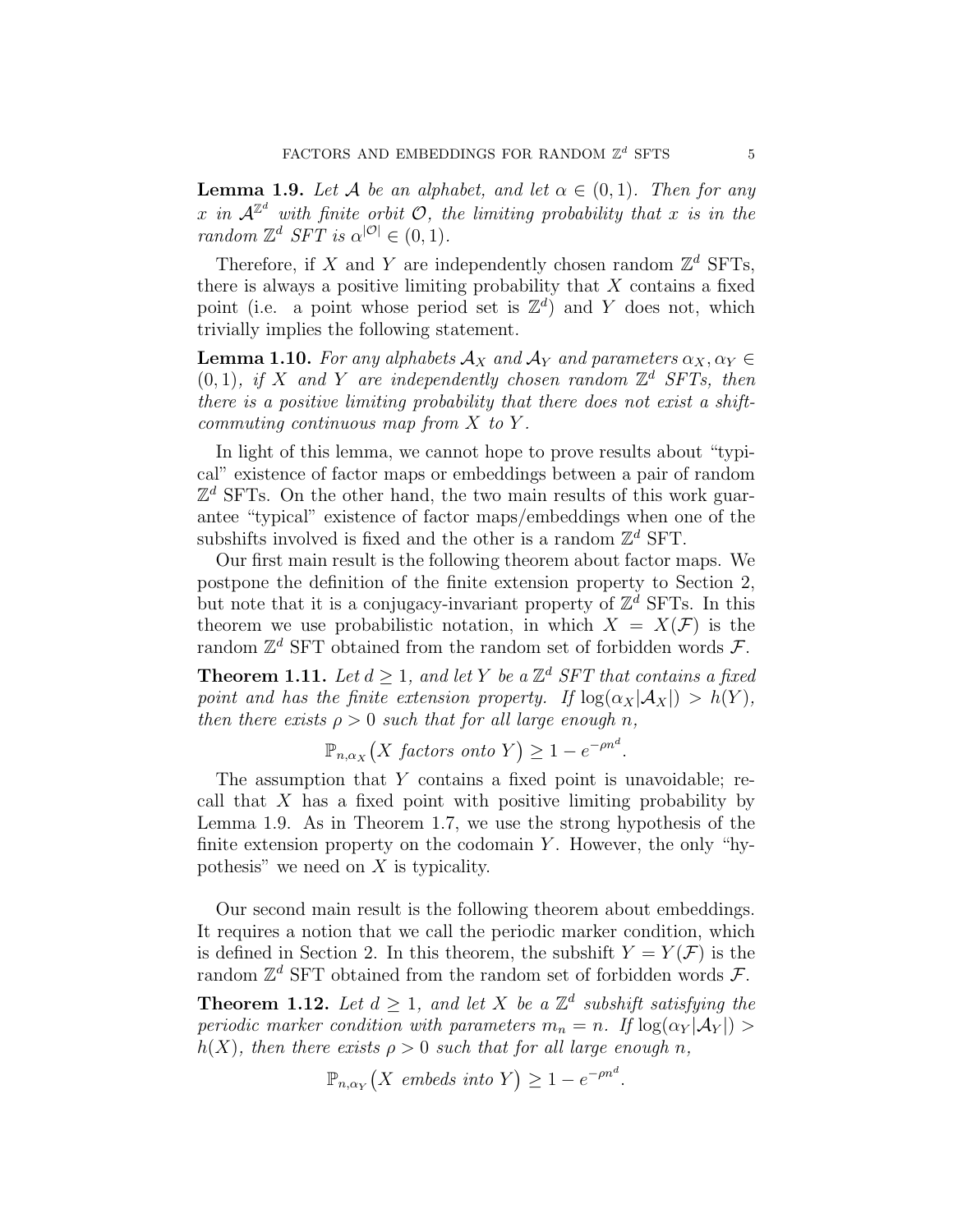**Lemma 1.9.** *Let $\mathcal{A}$ be an alphabet, and let $\alpha \in (0, 1)$. Then for any $x$ in $\mathcal{A}^{\mathbb{Z}^d}$ with finite orbit $\mathcal{O}$, the limiting probability that $x$ is in the random $\mathbb{Z}^d$ SFT is $\alpha^{|\mathcal{O}|} \in (0, 1)$.*

Therefore, if $X$ and $Y$ are independently chosen random $\mathbb{Z}^d$ SFTs, there is always a positive limiting probability that $X$ contains a fixed point (i.e. a point whose period set is $\mathbb{Z}^d$) and $Y$ does not, which trivially implies the following statement.

**Lemma 1.10.** *For any alphabets $\mathcal{A}_X$ and $\mathcal{A}_Y$ and parameters $\alpha_X, \alpha_Y \in (0, 1)$, if $X$ and $Y$ are independently chosen random $\mathbb{Z}^d$ SFTs, then there is a positive limiting probability that there does not exist a shift-commuting continuous map from $X$ to $Y$.*

In light of this lemma, we cannot hope to prove results about "typical" existence of factor maps or embeddings between a pair of random $\mathbb{Z}^d$ SFTs. On the other hand, the two main results of this work guarantee "typical" existence of factor maps/embeddings when one of the subshifts involved is fixed and the other is a random $\mathbb{Z}^d$ SFT.

Our first main result is the following theorem about factor maps. We postpone the definition of the finite extension property to Section 2, but note that it is a conjugacy-invariant property of $\mathbb{Z}^d$ SFTs. In this theorem we use probabilistic notation, in which $X = X(\mathcal{F})$ is the random $\mathbb{Z}^d$ SFT obtained from the random set of forbidden words $\mathcal{F}$.

**Theorem 1.11.** *Let $d \geq 1$, and let $Y$ be a $\mathbb{Z}^d$ SFT that contains a fixed point and has the finite extension property. If $\log(\alpha_X |\mathcal{A}_X|) > h(Y)$, then there exists $\rho > 0$ such that for all large enough $n$,*

$$\mathbb{P}_{n,\alpha_X}\big(X \text{ factors onto } Y\big) \geq 1 - e^{-\rho n^d}.$$

The assumption that $Y$ contains a fixed point is unavoidable; recall that $X$ has a fixed point with positive limiting probability by Lemma 1.9. As in Theorem 1.7, we use the strong hypothesis of the finite extension property on the codomain $Y$. However, the only "hypothesis" we need on $X$ is typicality.

Our second main result is the following theorem about embeddings. It requires a notion that we call the periodic marker condition, which is defined in Section 2. In this theorem, the subshift $Y = Y(\mathcal{F})$ is the random $\mathbb{Z}^d$ SFT obtained from the random set of forbidden words $\mathcal{F}$.

**Theorem 1.12.** *Let $d \geq 1$, and let $X$ be a $\mathbb{Z}^d$ subshift satisfying the periodic marker condition with parameters $m_n = n$. If $\log(\alpha_Y |\mathcal{A}_Y|) > h(X)$, then there exists $\rho > 0$ such that for all large enough $n$,*

$$\mathbb{P}_{n,\alpha_Y}\big(X \text{ embeds into } Y\big) \geq 1 - e^{-\rho n^d}.$$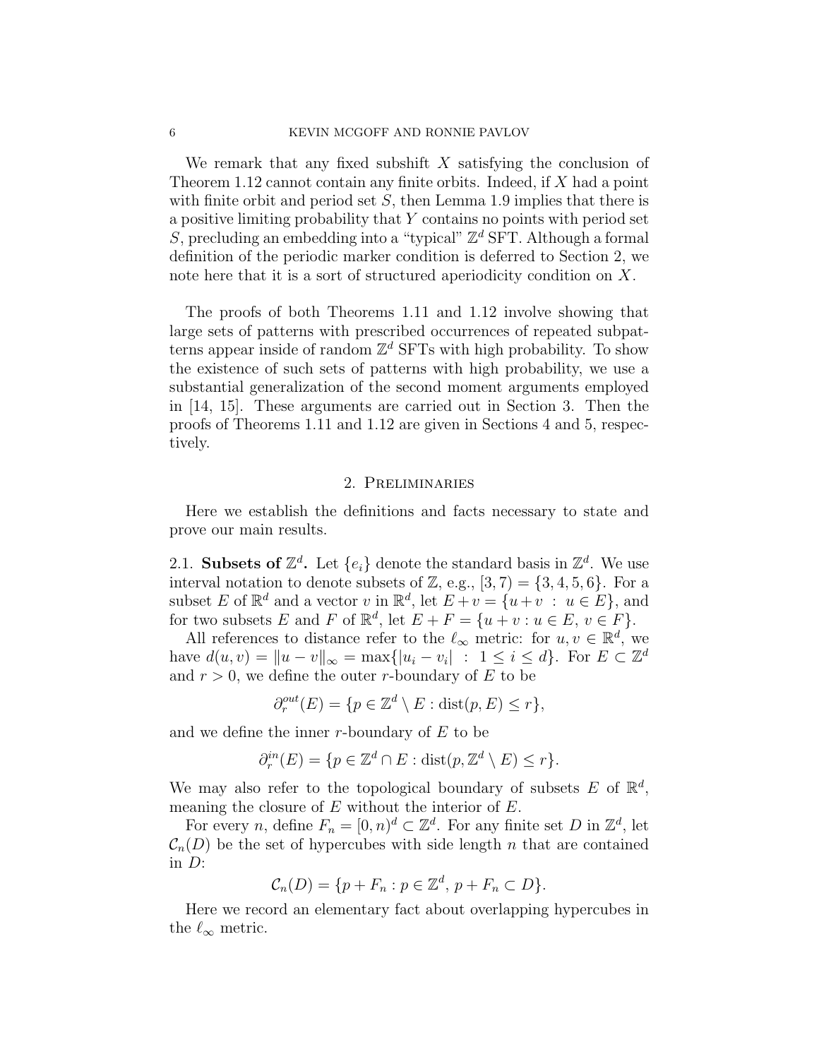We remark that any fixed subshift $X$ satisfying the conclusion of Theorem 1.12 cannot contain any finite orbits. Indeed, if $X$ had a point with finite orbit and period set $S$, then Lemma 1.9 implies that there is a positive limiting probability that $Y$ contains no points with period set $S$, precluding an embedding into a "typical" $\mathbb{Z}^d$ SFT. Although a formal definition of the periodic marker condition is deferred to Section 2, we note here that it is a sort of structured aperiodicity condition on $X$.

The proofs of both Theorems 1.11 and 1.12 involve showing that large sets of patterns with prescribed occurrences of repeated subpatterns appear inside of random $\mathbb{Z}^d$ SFTs with high probability. To show the existence of such sets of patterns with high probability, we use a substantial generalization of the second moment arguments employed in [14, 15]. These arguments are carried out in Section 3. Then the proofs of Theorems 1.11 and 1.12 are given in Sections 4 and 5, respectively.

## 2. Preliminaries

Here we establish the definitions and facts necessary to state and prove our main results.

### 2.1. Subsets of $\mathbb{Z}^d$.

Let $\{e_i\}$ denote the standard basis in $\mathbb{Z}^d$. We use interval notation to denote subsets of $\mathbb{Z}$, e.g., $[3, 7) = \{3, 4, 5, 6\}$. For a subset $E$ of $\mathbb{R}^d$ and a vector $v$ in $\mathbb{R}^d$, let $E + v = \{u + v \ : \ u \in E\}$, and for two subsets $E$ and $F$ of $\mathbb{R}^d$, let $E + F = \{u + v : u \in E, \ v \in F\}$.

All references to distance refer to the $\ell_\infty$ metric: for $u, v \in \mathbb{R}^d$, we have $d(u, v) = \|u - v\|_\infty = \max\{|u_i - v_i| \ : \ 1 \leq i \leq d\}$. For $E \subset \mathbb{Z}^d$ and $r > 0$, we define the outer $r$-boundary of $E$ to be

$$\partial_r^{out}(E) = \{p \in \mathbb{Z}^d \setminus E : \text{dist}(p, E) \leq r\},$$

and we define the inner $r$-boundary of $E$ to be

$$\partial_r^{in}(E) = \{p \in \mathbb{Z}^d \cap E : \text{dist}(p, \mathbb{Z}^d \setminus E) \leq r\}.$$

We may also refer to the topological boundary of subsets $E$ of $\mathbb{R}^d$, meaning the closure of $E$ without the interior of $E$.

For every $n$, define $F_n = [0, n)^d \subset \mathbb{Z}^d$. For any finite set $D$ in $\mathbb{Z}^d$, let $\mathcal{C}_n(D)$ be the set of hypercubes with side length $n$ that are contained in $D$:

$$\mathcal{C}_n(D) = \{p + F_n : p \in \mathbb{Z}^d, \ p + F_n \subset D\}.$$

Here we record an elementary fact about overlapping hypercubes in the $\ell_\infty$ metric.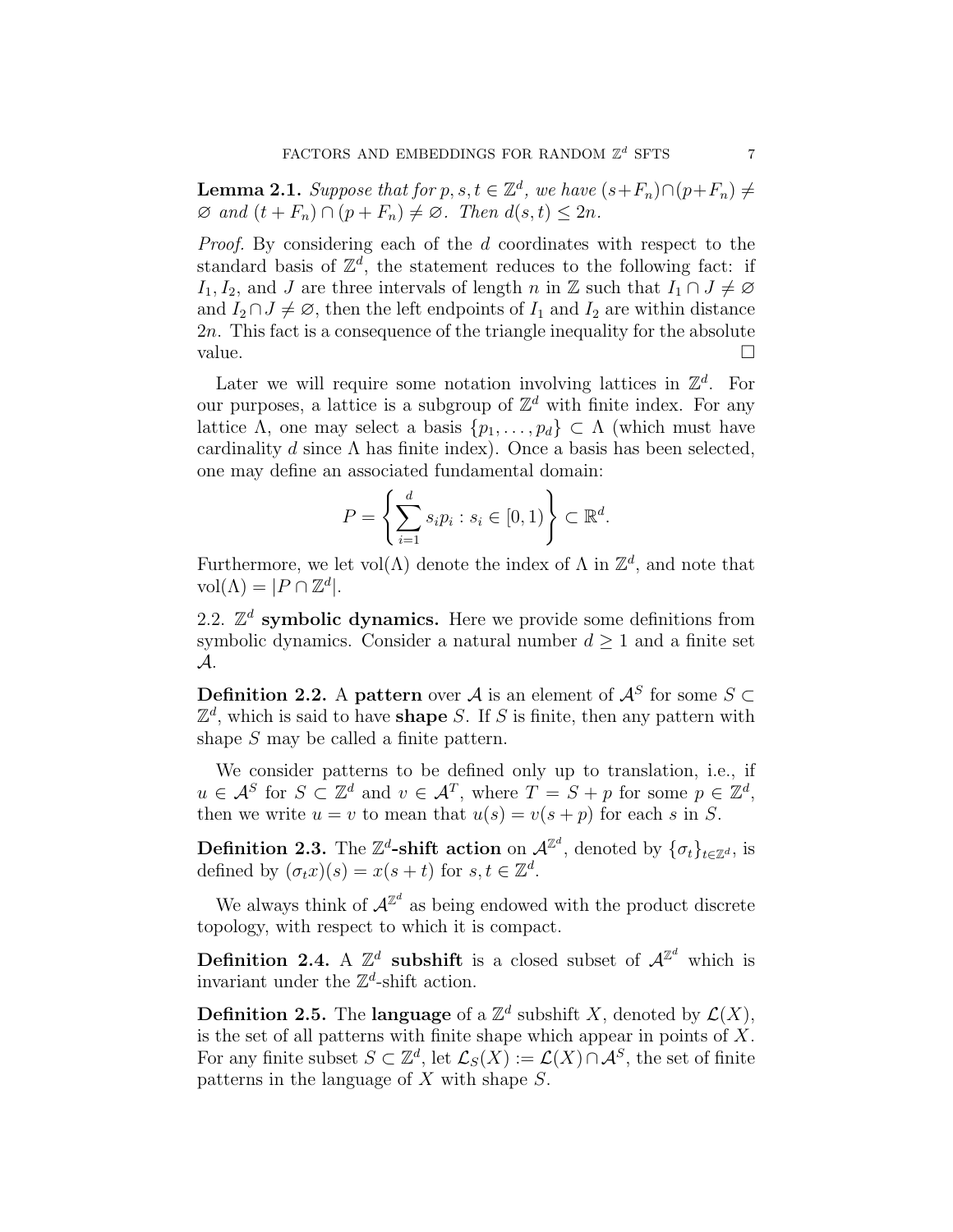**Lemma 2.1.** *Suppose that for $p, s, t \in \mathbb{Z}^d$, we have $(s+F_n) \cap (p+F_n) \neq \varnothing$ and $(t+F_n) \cap (p+F_n) \neq \varnothing$. Then $d(s,t) \leq 2n$.*

*Proof.* By considering each of the $d$ coordinates with respect to the standard basis of $\mathbb{Z}^d$, the statement reduces to the following fact: if $I_1, I_2$, and $J$ are three intervals of length $n$ in $\mathbb{Z}$ such that $I_1 \cap J \neq \varnothing$ and $I_2 \cap J \neq \varnothing$, then the left endpoints of $I_1$ and $I_2$ are within distance $2n$. This fact is a consequence of the triangle inequality for the absolute value. $\square$

Later we will require some notation involving lattices in $\mathbb{Z}^d$. For our purposes, a lattice is a subgroup of $\mathbb{Z}^d$ with finite index. For any lattice $\Lambda$, one may select a basis $\{p_1, \dots, p_d\} \subset \Lambda$ (which must have cardinality $d$ since $\Lambda$ has finite index). Once a basis has been selected, one may define an associated fundamental domain:

$$P = \left\{ \sum_{i=1}^{d} s_i p_i : s_i \in [0,1) \right\} \subset \mathbb{R}^d.$$

Furthermore, we let $\mathrm{vol}(\Lambda)$ denote the index of $\Lambda$ in $\mathbb{Z}^d$, and note that $\mathrm{vol}(\Lambda) = |P \cap \mathbb{Z}^d|$.

## 2.2. $\mathbb{Z}^d$ symbolic dynamics.

Here we provide some definitions from symbolic dynamics. Consider a natural number $d \geq 1$ and a finite set $\mathcal{A}$.

**Definition 2.2.** A **pattern** over $\mathcal{A}$ is an element of $\mathcal{A}^S$ for some $S \subset \mathbb{Z}^d$, which is said to have **shape** $S$. If $S$ is finite, then any pattern with shape $S$ may be called a finite pattern.

We consider patterns to be defined only up to translation, i.e., if $u \in \mathcal{A}^S$ for $S \subset \mathbb{Z}^d$ and $v \in \mathcal{A}^T$, where $T = S + p$ for some $p \in \mathbb{Z}^d$, then we write $u = v$ to mean that $u(s) = v(s+p)$ for each $s$ in $S$.

**Definition 2.3.** The **$\mathbb{Z}^d$-shift action** on $\mathcal{A}^{\mathbb{Z}^d}$, denoted by $\{\sigma_t\}_{t \in \mathbb{Z}^d}$, is defined by $(\sigma_t x)(s) = x(s+t)$ for $s, t \in \mathbb{Z}^d$.

We always think of $\mathcal{A}^{\mathbb{Z}^d}$ as being endowed with the product discrete topology, with respect to which it is compact.

**Definition 2.4.** A **$\mathbb{Z}^d$ subshift** is a closed subset of $\mathcal{A}^{\mathbb{Z}^d}$ which is invariant under the $\mathbb{Z}^d$-shift action.

**Definition 2.5.** The **language** of a $\mathbb{Z}^d$ subshift $X$, denoted by $\mathcal{L}(X)$, is the set of all patterns with finite shape which appear in points of $X$. For any finite subset $S \subset \mathbb{Z}^d$, let $\mathcal{L}_S(X) := \mathcal{L}(X) \cap \mathcal{A}^S$, the set of finite patterns in the language of $X$ with shape $S$.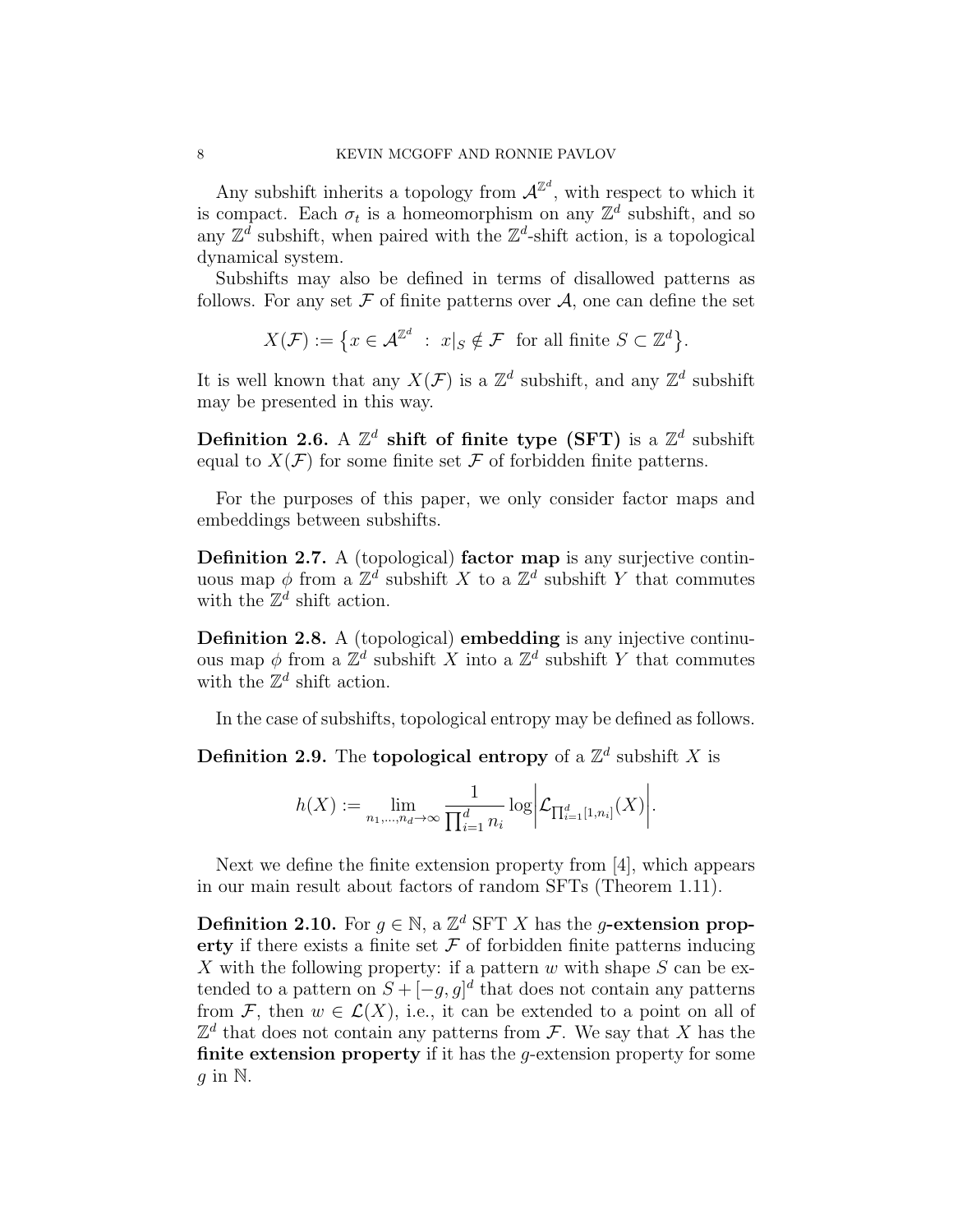Any subshift inherits a topology from $\mathcal{A}^{\mathbb{Z}^d}$, with respect to which it is compact. Each $\sigma_t$ is a homeomorphism on any $\mathbb{Z}^d$ subshift, and so any $\mathbb{Z}^d$ subshift, when paired with the $\mathbb{Z}^d$-shift action, is a topological dynamical system.

Subshifts may also be defined in terms of disallowed patterns as follows. For any set $\mathcal{F}$ of finite patterns over $\mathcal{A}$, one can define the set

$$X(\mathcal{F}) := \{x \in \mathcal{A}^{\mathbb{Z}^d} \ : \ x|_S \notin \mathcal{F} \ \text{ for all finite } S \subset \mathbb{Z}^d\}.$$

It is well known that any $X(\mathcal{F})$ is a $\mathbb{Z}^d$ subshift, and any $\mathbb{Z}^d$ subshift may be presented in this way.

**Definition 2.6.** A $\mathbb{Z}^d$ **shift of finite type (SFT)** is a $\mathbb{Z}^d$ subshift equal to $X(\mathcal{F})$ for some finite set $\mathcal{F}$ of forbidden finite patterns.

For the purposes of this paper, we only consider factor maps and embeddings between subshifts.

**Definition 2.7.** A (topological) **factor map** is any surjective continuous map $\phi$ from a $\mathbb{Z}^d$ subshift $X$ to a $\mathbb{Z}^d$ subshift $Y$ that commutes with the $\mathbb{Z}^d$ shift action.

**Definition 2.8.** A (topological) **embedding** is any injective continuous map $\phi$ from a $\mathbb{Z}^d$ subshift $X$ into a $\mathbb{Z}^d$ subshift $Y$ that commutes with the $\mathbb{Z}^d$ shift action.

In the case of subshifts, topological entropy may be defined as follows.

**Definition 2.9.** The **topological entropy** of a $\mathbb{Z}^d$ subshift $X$ is

$$h(X) := \lim_{n_1,\dots,n_d \to \infty} \frac{1}{\prod_{i=1}^d n_i} \log \left| \mathcal{L}_{\prod_{i=1}^d [1,n_i]}(X) \right|.$$

Next we define the finite extension property from [4], which appears in our main result about factors of random SFTs (Theorem 1.11).

**Definition 2.10.** For $g \in \mathbb{N}$, a $\mathbb{Z}^d$ SFT $X$ has the $g$**-extension property** if there exists a finite set $\mathcal{F}$ of forbidden finite patterns inducing $X$ with the following property: if a pattern $w$ with shape $S$ can be extended to a pattern on $S + [-g, g]^d$ that does not contain any patterns from $\mathcal{F}$, then $w \in \mathcal{L}(X)$, i.e., it can be extended to a point on all of $\mathbb{Z}^d$ that does not contain any patterns from $\mathcal{F}$. We say that $X$ has the **finite extension property** if it has the $g$-extension property for some $g$ in $\mathbb{N}$.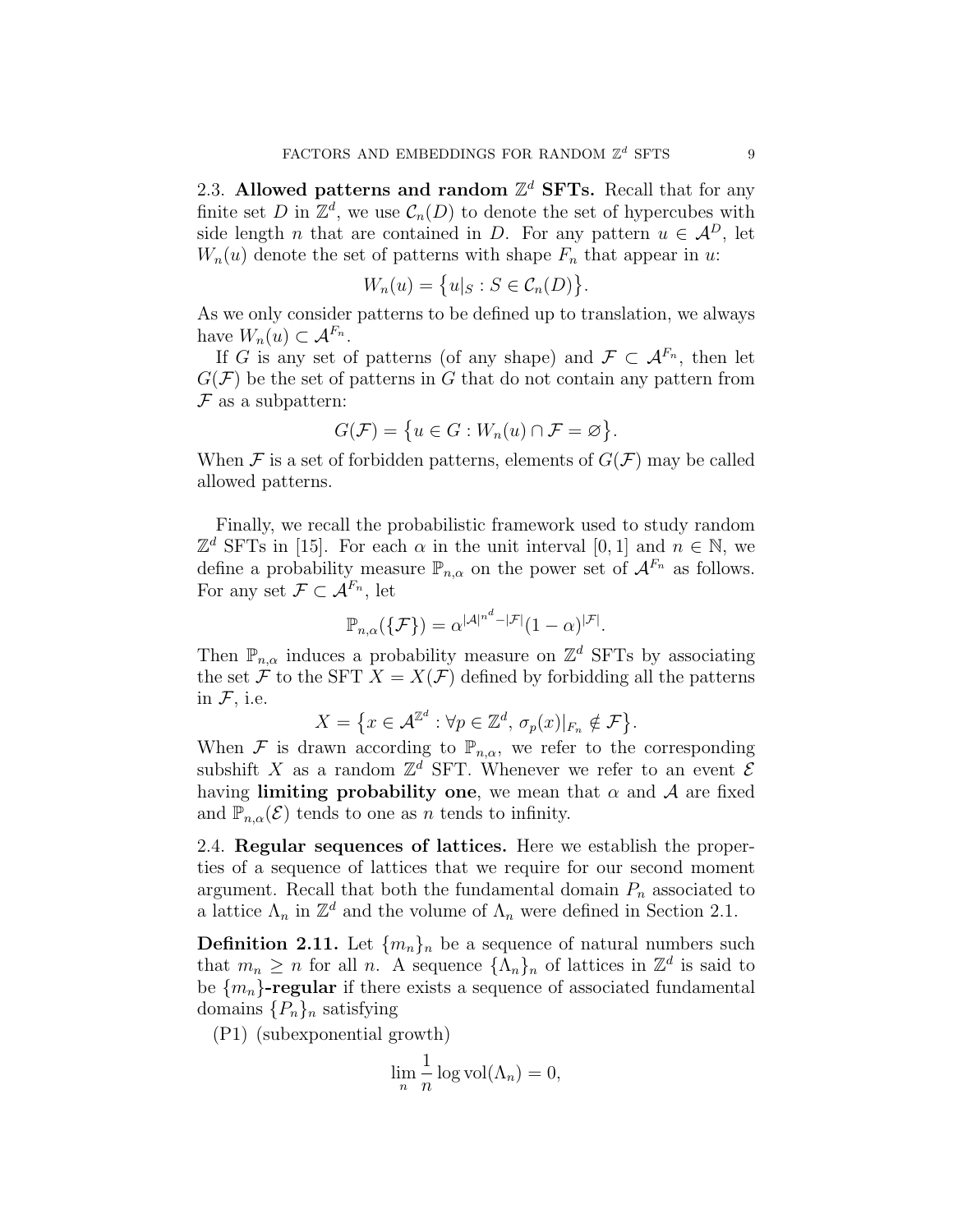### 2.3. **Allowed patterns and random $\mathbb{Z}^d$ SFTs.**

Recall that for any finite set $D$ in $\mathbb{Z}^d$, we use $\mathcal{C}_n(D)$ to denote the set of hypercubes with side length $n$ that are contained in $D$. For any pattern $u \in \mathcal{A}^D$, let $W_n(u)$ denote the set of patterns with shape $F_n$ that appear in $u$:

$$W_n(u) = \{u|_S : S \in \mathcal{C}_n(D)\}.$$

As we only consider patterns to be defined up to translation, we always have $W_n(u) \subset \mathcal{A}^{F_n}$.

If $G$ is any set of patterns (of any shape) and $\mathcal{F} \subset \mathcal{A}^{F_n}$, then let $G(\mathcal{F})$ be the set of patterns in $G$ that do not contain any pattern from $\mathcal{F}$ as a subpattern:

$$G(\mathcal{F}) = \{u \in G : W_n(u) \cap \mathcal{F} = \varnothing\}.$$

When $\mathcal{F}$ is a set of forbidden patterns, elements of $G(\mathcal{F})$ may be called allowed patterns.

Finally, we recall the probabilistic framework used to study random $\mathbb{Z}^d$ SFTs in [15]. For each $\alpha$ in the unit interval $[0,1]$ and $n \in \mathbb{N}$, we define a probability measure $\mathbb{P}_{n,\alpha}$ on the power set of $\mathcal{A}^{F_n}$ as follows. For any set $\mathcal{F} \subset \mathcal{A}^{F_n}$, let

$$\mathbb{P}_{n,\alpha}(\{\mathcal{F}\}) = \alpha^{|\mathcal{A}|^{n^d} - |\mathcal{F}|}(1-\alpha)^{|\mathcal{F}|}.$$

Then $\mathbb{P}_{n,\alpha}$ induces a probability measure on $\mathbb{Z}^d$ SFTs by associating the set $\mathcal{F}$ to the SFT $X = X(\mathcal{F})$ defined by forbidding all the patterns in $\mathcal{F}$, i.e.

$$X = \{x \in \mathcal{A}^{\mathbb{Z}^d} : \forall p \in \mathbb{Z}^d,\ \sigma_p(x)|_{F_n} \notin \mathcal{F}\}.$$

When $\mathcal{F}$ is drawn according to $\mathbb{P}_{n,\alpha}$, we refer to the corresponding subshift $X$ as a random $\mathbb{Z}^d$ SFT. Whenever we refer to an event $\mathcal{E}$ having **limiting probability one**, we mean that $\alpha$ and $\mathcal{A}$ are fixed and $\mathbb{P}_{n,\alpha}(\mathcal{E})$ tends to one as $n$ tends to infinity.

### 2.4. **Regular sequences of lattices.**

Here we establish the properties of a sequence of lattices that we require for our second moment argument. Recall that both the fundamental domain $P_n$ associated to a lattice $\Lambda_n$ in $\mathbb{Z}^d$ and the volume of $\Lambda_n$ were defined in Section 2.1.

**Definition 2.11.** Let $\{m_n\}_n$ be a sequence of natural numbers such that $m_n \geq n$ for all $n$. A sequence $\{\Lambda_n\}_n$ of lattices in $\mathbb{Z}^d$ is said to be **$\{m_n\}$-regular** if there exists a sequence of associated fundamental domains $\{P_n\}_n$ satisfying

(P1) (subexponential growth)

$$\lim_n \frac{1}{n} \log \operatorname{vol}(\Lambda_n) = 0,$$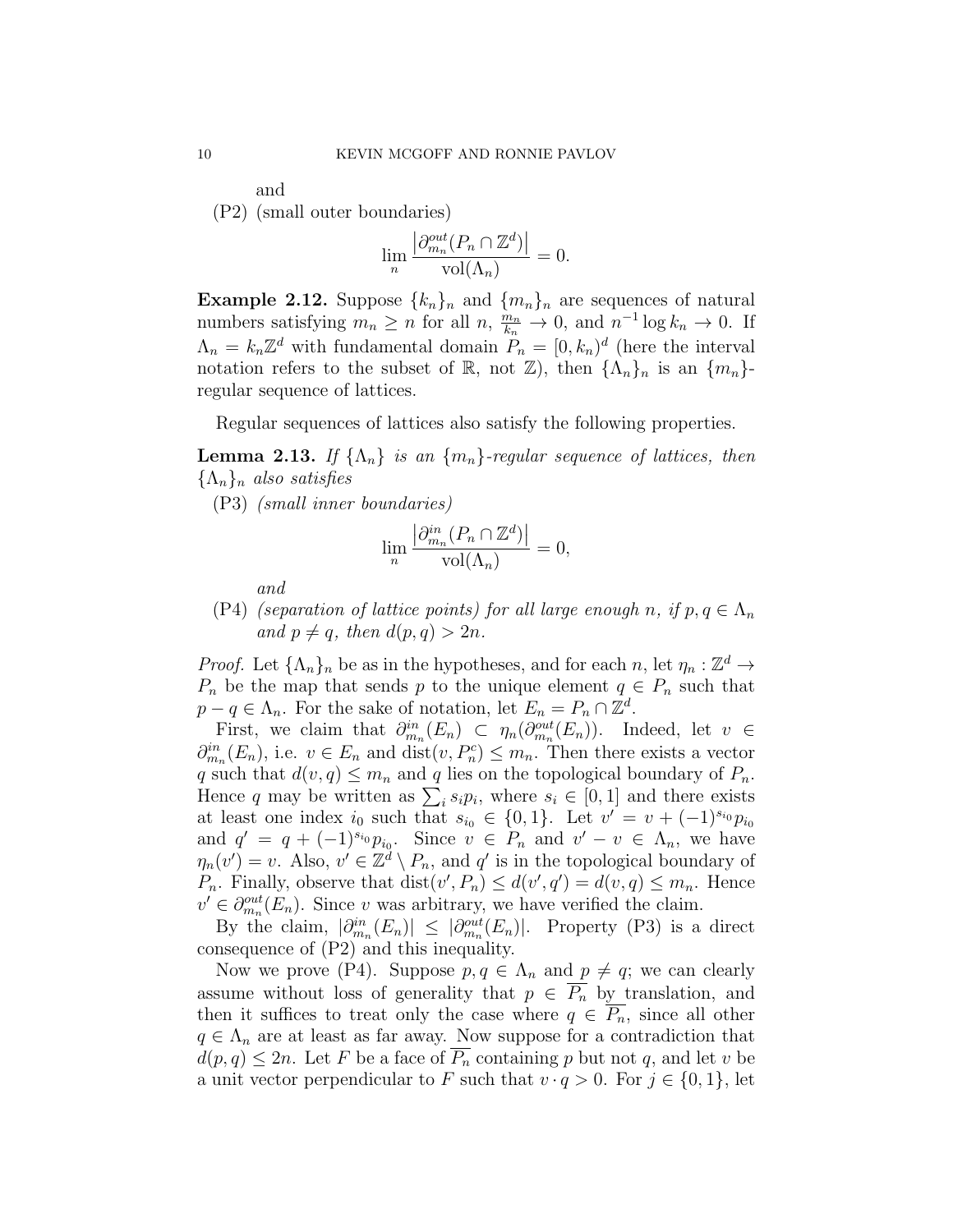and

(P2) (small outer boundaries)

$$\lim_n \frac{\left|\partial^{out}_{m_n}(P_n \cap \mathbb{Z}^d)\right|}{\mathrm{vol}(\Lambda_n)} = 0.$$

**Example 2.12.** Suppose $\{k_n\}_n$ and $\{m_n\}_n$ are sequences of natural numbers satisfying $m_n \geq n$ for all $n$, $\frac{m_n}{k_n} \to 0$, and $n^{-1} \log k_n \to 0$. If $\Lambda_n = k_n \mathbb{Z}^d$ with fundamental domain $P_n = [0, k_n)^d$ (here the interval notation refers to the subset of $\mathbb{R}$, not $\mathbb{Z}$), then $\{\Lambda_n\}_n$ is an $\{m_n\}$-regular sequence of lattices.

Regular sequences of lattices also satisfy the following properties.

**Lemma 2.13.** *If $\{\Lambda_n\}$ is an $\{m_n\}$-regular sequence of lattices, then $\{\Lambda_n\}_n$ also satisfies*

(P3) *(small inner boundaries)*

$$\lim_n \frac{\left|\partial^{in}_{m_n}(P_n \cap \mathbb{Z}^d)\right|}{\mathrm{vol}(\Lambda_n)} = 0,$$

*and*

(P4) *(separation of lattice points) for all large enough $n$, if $p, q \in \Lambda_n$ and $p \neq q$, then $d(p, q) > 2n$.*

*Proof.* Let $\{\Lambda_n\}_n$ be as in the hypotheses, and for each $n$, let $\eta_n : \mathbb{Z}^d \to P_n$ be the map that sends $p$ to the unique element $q \in P_n$ such that $p - q \in \Lambda_n$. For the sake of notation, let $E_n = P_n \cap \mathbb{Z}^d$.

First, we claim that $\partial^{in}_{m_n}(E_n) \subset \eta_n(\partial^{out}_{m_n}(E_n))$. Indeed, let $v \in \partial^{in}_{m_n}(E_n)$, i.e. $v \in E_n$ and $\mathrm{dist}(v, P_n^c) \leq m_n$. Then there exists a vector $q$ such that $d(v, q) \leq m_n$ and $q$ lies on the topological boundary of $P_n$. Hence $q$ may be written as $\sum_i s_i p_i$, where $s_i \in [0, 1]$ and there exists at least one index $i_0$ such that $s_{i_0} \in \{0, 1\}$. Let $v' = v + (-1)^{s_{i_0}} p_{i_0}$ and $q' = q + (-1)^{s_{i_0}} p_{i_0}$. Since $v \in P_n$ and $v' - v \in \Lambda_n$, we have $\eta_n(v') = v$. Also, $v' \in \mathbb{Z}^d \setminus P_n$, and $q'$ is in the topological boundary of $P_n$. Finally, observe that $\mathrm{dist}(v', P_n) \leq d(v', q') = d(v, q) \leq m_n$. Hence $v' \in \partial^{out}_{m_n}(E_n)$. Since $v$ was arbitrary, we have verified the claim.

By the claim, $|\partial^{in}_{m_n}(E_n)| \leq |\partial^{out}_{m_n}(E_n)|$. Property (P3) is a direct consequence of (P2) and this inequality.

Now we prove (P4). Suppose $p, q \in \Lambda_n$ and $p \neq q$; we can clearly assume without loss of generality that $p \in \overline{P_n}$ by translation, and then it suffices to treat only the case where $q \in \overline{P_n}$, since all other $q \in \Lambda_n$ are at least as far away. Now suppose for a contradiction that $d(p, q) \leq 2n$. Let $F$ be a face of $\overline{P_n}$ containing $p$ but not $q$, and let $v$ be a unit vector perpendicular to $F$ such that $v \cdot q > 0$. For $j \in \{0, 1\}$, let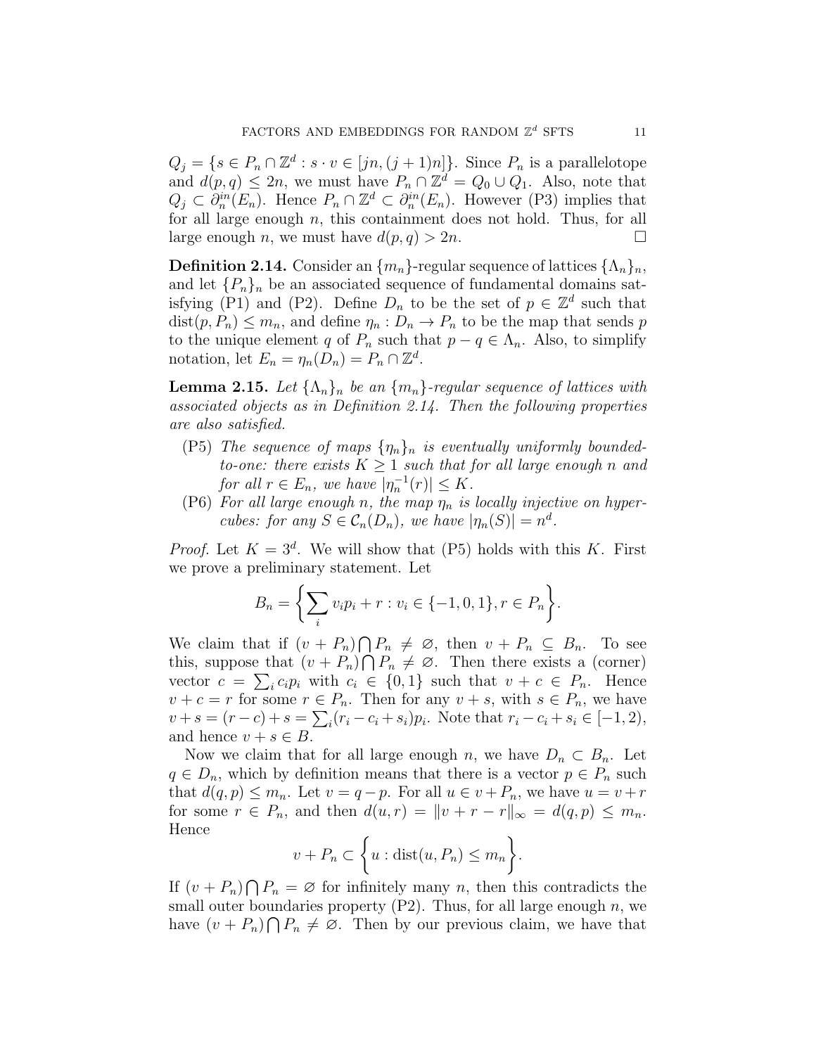$Q_j = \{s \in P_n \cap \mathbb{Z}^d : s \cdot v \in [jn, (j+1)n]\}$. Since $P_n$ is a parallelotope and $d(p, q) \leq 2n$, we must have $P_n \cap \mathbb{Z}^d = Q_0 \cup Q_1$. Also, note that $Q_j \subset \partial_n^{in}(E_n)$. Hence $P_n \cap \mathbb{Z}^d \subset \partial_n^{in}(E_n)$. However (P3) implies that for all large enough $n$, this containment does not hold. Thus, for all large enough $n$, we must have $d(p, q) > 2n$. $\square$

**Definition 2.14.** Consider an $\{m_n\}$-regular sequence of lattices $\{\Lambda_n\}_n$, and let $\{P_n\}_n$ be an associated sequence of fundamental domains satisfying (P1) and (P2). Define $D_n$ to be the set of $p \in \mathbb{Z}^d$ such that $\text{dist}(p, P_n) \leq m_n$, and define $\eta_n : D_n \to P_n$ to be the map that sends $p$ to the unique element $q$ of $P_n$ such that $p - q \in \Lambda_n$. Also, to simplify notation, let $E_n = \eta_n(D_n) = P_n \cap \mathbb{Z}^d$.

**Lemma 2.15.** *Let $\{\Lambda_n\}_n$ be an $\{m_n\}$-regular sequence of lattices with associated objects as in Definition 2.14. Then the following properties are also satisfied.*

- (P5) *The sequence of maps $\{\eta_n\}_n$ is eventually uniformly bounded-to-one: there exists $K \geq 1$ such that for all large enough $n$ and for all $r \in E_n$, we have $|\eta_n^{-1}(r)| \leq K$.*
- (P6) *For all large enough $n$, the map $\eta_n$ is locally injective on hypercubes: for any $S \in \mathcal{C}_n(D_n)$, we have $|\eta_n(S)| = n^d$.*

*Proof.* Let $K = 3^d$. We will show that (P5) holds with this $K$. First we prove a preliminary statement. Let

$$B_n = \left\{ \sum_i v_i p_i + r : v_i \in \{-1, 0, 1\}, r \in P_n \right\}.$$

We claim that if $(v + P_n) \bigcap P_n \neq \varnothing$, then $v + P_n \subseteq B_n$. To see this, suppose that $(v + P_n) \bigcap P_n \neq \varnothing$. Then there exists a (corner) vector $c = \sum_i c_i p_i$ with $c_i \in \{0, 1\}$ such that $v + c \in P_n$. Hence $v + c = r$ for some $r \in P_n$. Then for any $v + s$, with $s \in P_n$, we have $v + s = (r - c) + s = \sum_i (r_i - c_i + s_i) p_i$. Note that $r_i - c_i + s_i \in [-1, 2)$, and hence $v + s \in B$.

Now we claim that for all large enough $n$, we have $D_n \subset B_n$. Let $q \in D_n$, which by definition means that there is a vector $p \in P_n$ such that $d(q, p) \leq m_n$. Let $v = q - p$. For all $u \in v + P_n$, we have $u = v + r$ for some $r \in P_n$, and then $d(u, r) = \|v + r - r\|_\infty = d(q, p) \leq m_n$. Hence

$$v + P_n \subset \left\{ u : \text{dist}(u, P_n) \leq m_n \right\}.$$

If $(v + P_n) \bigcap P_n = \varnothing$ for infinitely many $n$, then this contradicts the small outer boundaries property (P2). Thus, for all large enough $n$, we have $(v + P_n) \bigcap P_n \neq \varnothing$. Then by our previous claim, we have that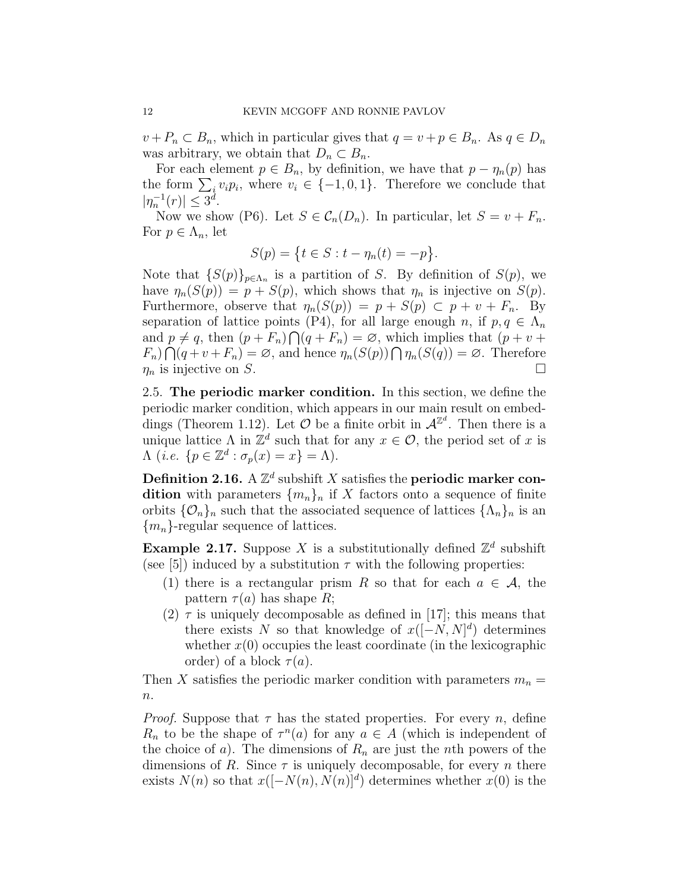$v + P_n \subset B_n$, which in particular gives that $q = v + p \in B_n$. As $q \in D_n$ was arbitrary, we obtain that $D_n \subset B_n$.

For each element $p \in B_n$, by definition, we have that $p - \eta_n(p)$ has the form $\sum_i v_i p_i$, where $v_i \in \{-1, 0, 1\}$. Therefore we conclude that $|\eta_n^{-1}(r)| \leq 3^d$.

Now we show (P6). Let $S \in \mathcal{C}_n(D_n)$. In particular, let $S = v + F_n$. For $p \in \Lambda_n$, let

$$S(p) = \{t \in S : t - \eta_n(t) = -p\}.$$

Note that $\{S(p)\}_{p \in \Lambda_n}$ is a partition of $S$. By definition of $S(p)$, we have $\eta_n(S(p)) = p + S(p)$, which shows that $\eta_n$ is injective on $S(p)$. Furthermore, observe that $\eta_n(S(p)) = p + S(p) \subset p + v + F_n$. By separation of lattice points (P4), for all large enough $n$, if $p, q \in \Lambda_n$ and $p \neq q$, then $(p + F_n) \bigcap (q + F_n) = \varnothing$, which implies that $(p + v + F_n) \bigcap (q + v + F_n) = \varnothing$, and hence $\eta_n(S(p)) \bigcap \eta_n(S(q)) = \varnothing$. Therefore $\eta_n$ is injective on $S$. □

## 2.5. The periodic marker condition.

In this section, we define the periodic marker condition, which appears in our main result on embeddings (Theorem 1.12). Let $\mathcal{O}$ be a finite orbit in $\mathcal{A}^{\mathbb{Z}^d}$. Then there is a unique lattice $\Lambda$ in $\mathbb{Z}^d$ such that for any $x \in \mathcal{O}$, the period set of $x$ is $\Lambda$ (*i.e.* $\{p \in \mathbb{Z}^d : \sigma_p(x) = x\} = \Lambda$).

**Definition 2.16.** A $\mathbb{Z}^d$ subshift $X$ satisfies the **periodic marker condition** with parameters $\{m_n\}_n$ if $X$ factors onto a sequence of finite orbits $\{\mathcal{O}_n\}_n$ such that the associated sequence of lattices $\{\Lambda_n\}_n$ is an $\{m_n\}$-regular sequence of lattices.

**Example 2.17.** Suppose $X$ is a substitutionally defined $\mathbb{Z}^d$ subshift (see [5]) induced by a substitution $\tau$ with the following properties:

1. there is a rectangular prism $R$ so that for each $a \in \mathcal{A}$, the pattern $\tau(a)$ has shape $R$;
2. $\tau$ is uniquely decomposable as defined in [17]; this means that there exists $N$ so that knowledge of $x([-N, N]^d)$ determines whether $x(0)$ occupies the least coordinate (in the lexicographic order) of a block $\tau(a)$.

Then $X$ satisfies the periodic marker condition with parameters $m_n = n$.

*Proof.* Suppose that $\tau$ has the stated properties. For every $n$, define $R_n$ to be the shape of $\tau^n(a)$ for any $a \in A$ (which is independent of the choice of $a$). The dimensions of $R_n$ are just the $n$th powers of the dimensions of $R$. Since $\tau$ is uniquely decomposable, for every $n$ there exists $N(n)$ so that $x([-N(n), N(n)]^d)$ determines whether $x(0)$ is the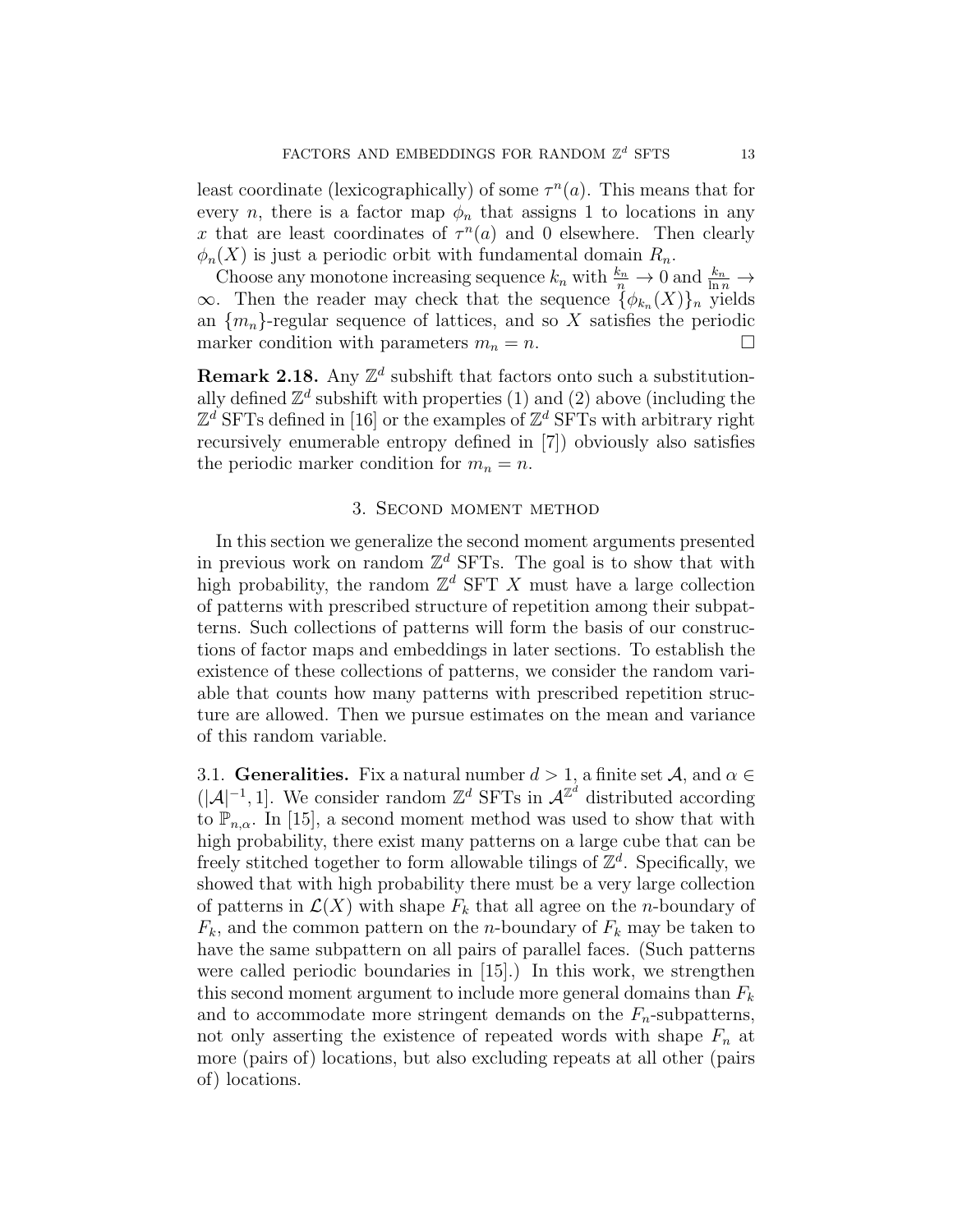least coordinate (lexicographically) of some $\tau^n(a)$. This means that for every $n$, there is a factor map $\phi_n$ that assigns 1 to locations in any $x$ that are least coordinates of $\tau^n(a)$ and 0 elsewhere. Then clearly $\phi_n(X)$ is just a periodic orbit with fundamental domain $R_n$.

Choose any monotone increasing sequence $k_n$ with $\frac{k_n}{n} \to 0$ and $\frac{k_n}{\ln n} \to \infty$. Then the reader may check that the sequence $\{\phi_{k_n}(X)\}_n$ yields an $\{m_n\}$-regular sequence of lattices, and so $X$ satisfies the periodic marker condition with parameters $m_n = n$. □

**Remark 2.18.** Any $\mathbb{Z}^d$ subshift that factors onto such a substitutionally defined $\mathbb{Z}^d$ subshift with properties (1) and (2) above (including the $\mathbb{Z}^d$ SFTs defined in [16] or the examples of $\mathbb{Z}^d$ SFTs with arbitrary right recursively enumerable entropy defined in [7]) obviously also satisfies the periodic marker condition for $m_n = n$.

## 3. Second moment method

In this section we generalize the second moment arguments presented in previous work on random $\mathbb{Z}^d$ SFTs. The goal is to show that with high probability, the random $\mathbb{Z}^d$ SFT $X$ must have a large collection of patterns with prescribed structure of repetition among their subpatterns. Such collections of patterns will form the basis of our constructions of factor maps and embeddings in later sections. To establish the existence of these collections of patterns, we consider the random variable that counts how many patterns with prescribed repetition structure are allowed. Then we pursue estimates on the mean and variance of this random variable.

### 3.1. Generalities.

Fix a natural number $d > 1$, a finite set $\mathcal{A}$, and $\alpha \in (|\mathcal{A}|^{-1}, 1]$. We consider random $\mathbb{Z}^d$ SFTs in $\mathcal{A}^{\mathbb{Z}^d}$ distributed according to $\mathbb{P}_{n,\alpha}$. In [15], a second moment method was used to show that with high probability, there exist many patterns on a large cube that can be freely stitched together to form allowable tilings of $\mathbb{Z}^d$. Specifically, we showed that with high probability there must be a very large collection of patterns in $\mathcal{L}(X)$ with shape $F_k$ that all agree on the $n$-boundary of $F_k$, and the common pattern on the $n$-boundary of $F_k$ may be taken to have the same subpattern on all pairs of parallel faces. (Such patterns were called periodic boundaries in [15].) In this work, we strengthen this second moment argument to include more general domains than $F_k$ and to accommodate more stringent demands on the $F_n$-subpatterns, not only asserting the existence of repeated words with shape $F_n$ at more (pairs of) locations, but also excluding repeats at all other (pairs of) locations.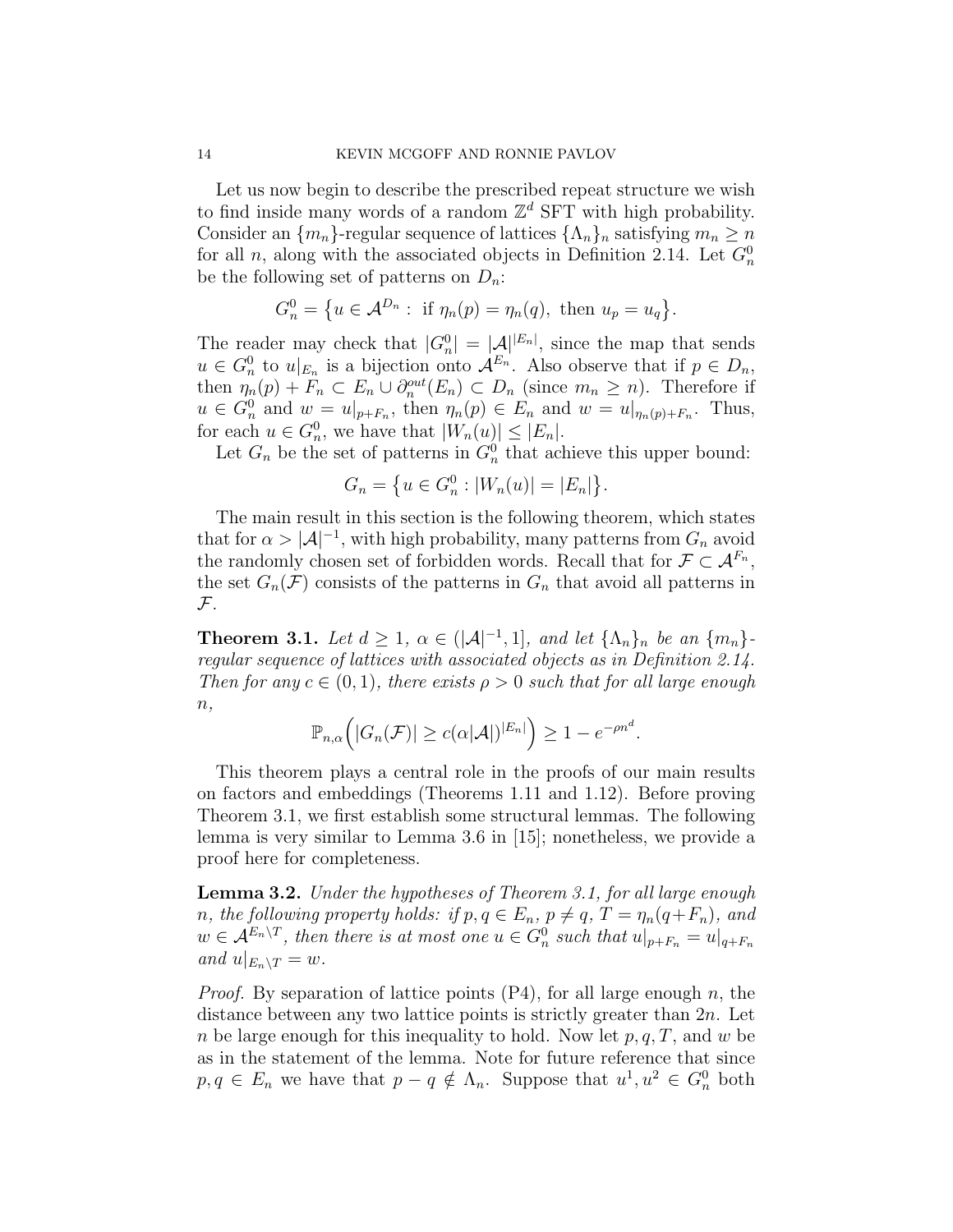Let us now begin to describe the prescribed repeat structure we wish to find inside many words of a random $\mathbb{Z}^d$ SFT with high probability. Consider an $\{m_n\}$-regular sequence of lattices $\{\Lambda_n\}_n$ satisfying $m_n \geq n$ for all $n$, along with the associated objects in Definition 2.14. Let $G_n^0$ be the following set of patterns on $D_n$:

$$G_n^0 = \big\{u \in \mathcal{A}^{D_n} : \text{ if } \eta_n(p) = \eta_n(q), \text{ then } u_p = u_q\big\}.$$

The reader may check that $|G_n^0| = |\mathcal{A}|^{|E_n|}$, since the map that sends $u \in G_n^0$ to $u|_{E_n}$ is a bijection onto $\mathcal{A}^{E_n}$. Also observe that if $p \in D_n$, then $\eta_n(p) + F_n \subset E_n \cup \partial_n^{out}(E_n) \subset D_n$ (since $m_n \geq n$). Therefore if $u \in G_n^0$ and $w = u|_{p+F_n}$, then $\eta_n(p) \in E_n$ and $w = u|_{\eta_n(p)+F_n}$. Thus, for each $u \in G_n^0$, we have that $|W_n(u)| \leq |E_n|$.

Let $G_n$ be the set of patterns in $G_n^0$ that achieve this upper bound:

$$G_n = \big\{u \in G_n^0 : |W_n(u)| = |E_n|\big\}.$$

The main result in this section is the following theorem, which states that for $\alpha > |\mathcal{A}|^{-1}$, with high probability, many patterns from $G_n$ avoid the randomly chosen set of forbidden words. Recall that for $\mathcal{F} \subset \mathcal{A}^{F_n}$, the set $G_n(\mathcal{F})$ consists of the patterns in $G_n$ that avoid all patterns in $\mathcal{F}$.

**Theorem 3.1.** *Let $d \geq 1$, $\alpha \in (|\mathcal{A}|^{-1}, 1]$, and let $\{\Lambda_n\}_n$ be an $\{m_n\}$-regular sequence of lattices with associated objects as in Definition 2.14. Then for any $c \in (0,1)$, there exists $\rho > 0$ such that for all large enough $n$,*

$$\mathbb{P}_{n,\alpha}\Big(|G_n(\mathcal{F})| \geq c(\alpha|\mathcal{A}|)^{|E_n|}\Big) \geq 1 - e^{-\rho n^d}.$$

This theorem plays a central role in the proofs of our main results on factors and embeddings (Theorems 1.11 and 1.12). Before proving Theorem 3.1, we first establish some structural lemmas. The following lemma is very similar to Lemma 3.6 in [15]; nonetheless, we provide a proof here for completeness.

**Lemma 3.2.** *Under the hypotheses of Theorem 3.1, for all large enough $n$, the following property holds: if $p, q \in E_n$, $p \neq q$, $T = \eta_n(q + F_n)$, and $w \in \mathcal{A}^{E_n \setminus T}$, then there is at most one $u \in G_n^0$ such that $u|_{p+F_n} = u|_{q+F_n}$ and $u|_{E_n \setminus T} = w$.*

*Proof.* By separation of lattice points (P4), for all large enough $n$, the distance between any two lattice points is strictly greater than $2n$. Let $n$ be large enough for this inequality to hold. Now let $p, q, T$, and $w$ be as in the statement of the lemma. Note for future reference that since $p, q \in E_n$ we have that $p - q \notin \Lambda_n$. Suppose that $u^1, u^2 \in G_n^0$ both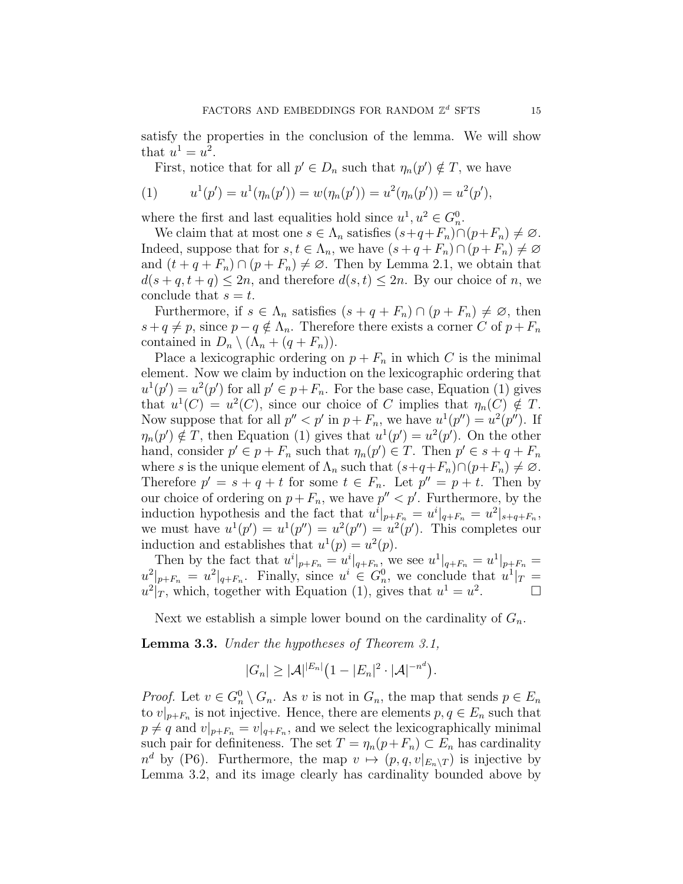satisfy the properties in the conclusion of the lemma. We will show that $u^1 = u^2$.

First, notice that for all $p' \in D_n$ such that $\eta_n(p') \notin T$, we have

$$(1) \qquad u^1(p') = u^1(\eta_n(p')) = w(\eta_n(p')) = u^2(\eta_n(p')) = u^2(p'),$$

where the first and last equalities hold since $u^1, u^2 \in G_n^0$.

We claim that at most one $s \in \Lambda_n$ satisfies $(s+q+F_n) \cap (p+F_n) \neq \varnothing$. Indeed, suppose that for $s, t \in \Lambda_n$, we have $(s+q+F_n) \cap (p+F_n) \neq \varnothing$ and $(t+q+F_n) \cap (p+F_n) \neq \varnothing$. Then by Lemma 2.1, we obtain that $d(s+q, t+q) \leq 2n$, and therefore $d(s,t) \leq 2n$. By our choice of $n$, we conclude that $s = t$.

Furthermore, if $s \in \Lambda_n$ satisfies $(s+q+F_n) \cap (p+F_n) \neq \varnothing$, then $s+q \neq p$, since $p - q \notin \Lambda_n$. Therefore there exists a corner $C$ of $p+F_n$ contained in $D_n \setminus (\Lambda_n + (q+F_n))$.

Place a lexicographic ordering on $p+F_n$ in which $C$ is the minimal element. Now we claim by induction on the lexicographic ordering that $u^1(p') = u^2(p')$ for all $p' \in p+F_n$. For the base case, Equation (1) gives that $u^1(C) = u^2(C)$, since our choice of $C$ implies that $\eta_n(C) \notin T$. Now suppose that for all $p'' < p'$ in $p+F_n$, we have $u^1(p'') = u^2(p'')$. If $\eta_n(p') \notin T$, then Equation (1) gives that $u^1(p') = u^2(p')$. On the other hand, consider $p' \in p+F_n$ such that $\eta_n(p') \in T$. Then $p' \in s+q+F_n$ where $s$ is the unique element of $\Lambda_n$ such that $(s+q+F_n) \cap (p+F_n) \neq \varnothing$. Therefore $p' = s+q+t$ for some $t \in F_n$. Let $p'' = p+t$. Then by our choice of ordering on $p+F_n$, we have $p'' < p'$. Furthermore, by the induction hypothesis and the fact that $u^i|_{p+F_n} = u^i|_{q+F_n} = u^2|_{s+q+F_n}$, we must have $u^1(p') = u^1(p'') = u^2(p'') = u^2(p')$. This completes our induction and establishes that $u^1(p) = u^2(p)$.

Then by the fact that $u^i|_{p+F_n} = u^i|_{q+F_n}$, we see $u^1|_{q+F_n} = u^1|_{p+F_n} = u^2|_{p+F_n} = u^2|_{q+F_n}$. Finally, since $u^i \in G_n^0$, we conclude that $u^1|_T = u^2|_T$, which, together with Equation (1), gives that $u^1 = u^2$. $\square$

Next we establish a simple lower bound on the cardinality of $G_n$.

**Lemma 3.3.** *Under the hypotheses of Theorem 3.1,*

$$|G_n| \geq |\mathcal{A}|^{|E_n|}\big(1 - |E_n|^2 \cdot |\mathcal{A}|^{-n^d}\big).$$

*Proof.* Let $v \in G_n^0 \setminus G_n$. As $v$ is not in $G_n$, the map that sends $p \in E_n$ to $v|_{p+F_n}$ is not injective. Hence, there are elements $p, q \in E_n$ such that $p \neq q$ and $v|_{p+F_n} = v|_{q+F_n}$, and we select the lexicographically minimal such pair for definiteness. The set $T = \eta_n(p+F_n) \subset E_n$ has cardinality $n^d$ by (P6). Furthermore, the map $v \mapsto (p, q, v|_{E_n \setminus T})$ is injective by Lemma 3.2, and its image clearly has cardinality bounded above by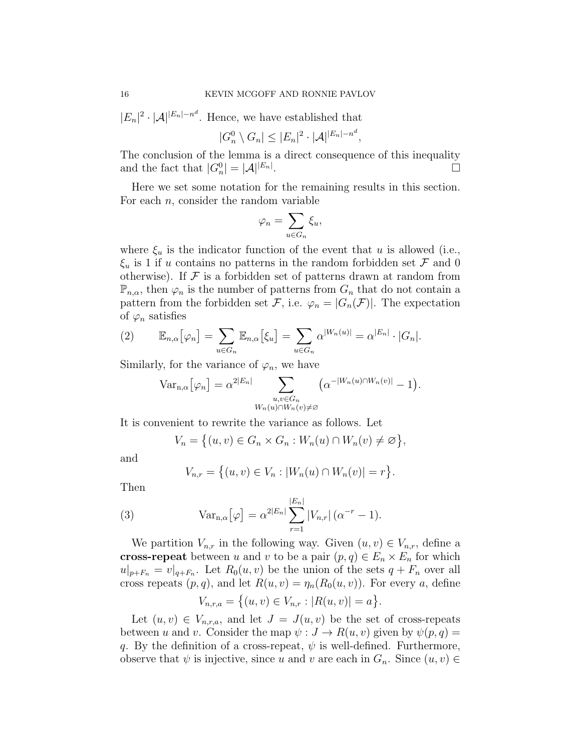$|E_n|^2 \cdot |\mathcal{A}|^{|E_n|-n^d}$. Hence, we have established that

$$|G_n^0 \setminus G_n| \leq |E_n|^2 \cdot |\mathcal{A}|^{|E_n|-n^d},$$

The conclusion of the lemma is a direct consequence of this inequality and the fact that $|G_n^0| = |\mathcal{A}|^{|E_n|}$. □

Here we set some notation for the remaining results in this section. For each $n$, consider the random variable

$$\varphi_n = \sum_{u \in G_n} \xi_u,$$

where $\xi_u$ is the indicator function of the event that $u$ is allowed (i.e., $\xi_u$ is 1 if $u$ contains no patterns in the random forbidden set $\mathcal{F}$ and 0 otherwise). If $\mathcal{F}$ is a forbidden set of patterns drawn at random from $\mathbb{P}_{n,\alpha}$, then $\varphi_n$ is the number of patterns from $G_n$ that do not contain a pattern from the forbidden set $\mathcal{F}$, i.e. $\varphi_n = |G_n(\mathcal{F})|$. The expectation of $\varphi_n$ satisfies

$$\mathbb{E}_{n,\alpha}\big[\varphi_n\big] = \sum_{u \in G_n} \mathbb{E}_{n,\alpha}\big[\xi_u\big] = \sum_{u \in G_n} \alpha^{|W_n(u)|} = \alpha^{|E_n|} \cdot |G_n|. \tag{2}$$

Similarly, for the variance of $\varphi_n$, we have

$$\mathrm{Var}_{n,\alpha}\big[\varphi_n\big] = \alpha^{2|E_n|} \sum_{\substack{u,v \in G_n \\ W_n(u) \cap W_n(v) \neq \varnothing}} \big(\alpha^{-|W_n(u) \cap W_n(v)|} - 1\big).$$

It is convenient to rewrite the variance as follows. Let

$$V_n = \big\{(u,v) \in G_n \times G_n : W_n(u) \cap W_n(v) \neq \varnothing\big\},$$

and

$$V_{n,r} = \big\{(u,v) \in V_n : |W_n(u) \cap W_n(v)| = r\big\}.$$

Then

$$\mathrm{Var}_{n,\alpha}\big[\varphi\big] = \alpha^{2|E_n|} \sum_{r=1}^{|E_n|} |V_{n,r}|\,(\alpha^{-r} - 1). \tag{3}$$

We partition $V_{n,r}$ in the following way. Given $(u,v) \in V_{n,r}$, define a **cross-repeat** between $u$ and $v$ to be a pair $(p,q) \in E_n \times E_n$ for which $u|_{p+F_n} = v|_{q+F_n}$. Let $R_0(u,v)$ be the union of the sets $q + F_n$ over all cross repeats $(p,q)$, and let $R(u,v) = \eta_n(R_0(u,v))$. For every $a$, define

$$V_{n,r,a} = \big\{(u,v) \in V_{n,r} : |R(u,v)| = a\big\}.$$

Let $(u,v) \in V_{n,r,a}$, and let $J = J(u,v)$ be the set of cross-repeats between $u$ and $v$. Consider the map $\psi : J \to R(u,v)$ given by $\psi(p,q) = q$. By the definition of a cross-repeat, $\psi$ is well-defined. Furthermore, observe that $\psi$ is injective, since $u$ and $v$ are each in $G_n$. Since $(u,v) \in$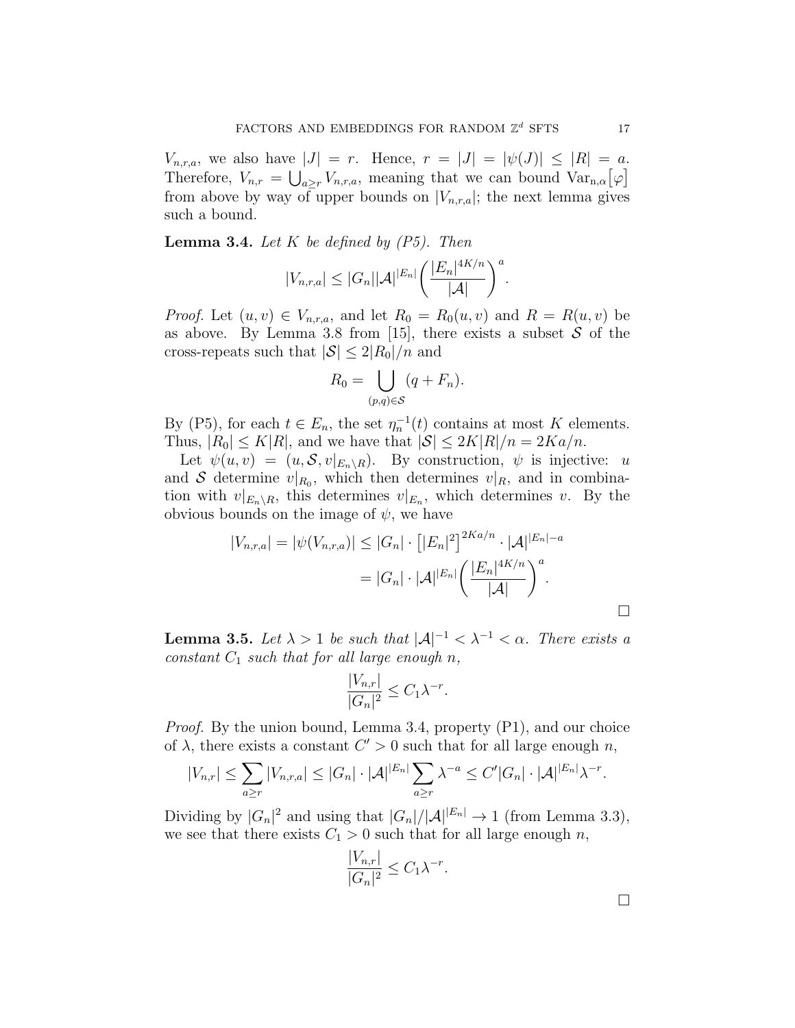$V_{n,r,a}$, we also have $|J| = r$. Hence, $r = |J| = |\psi(J)| \leq |R| = a$. Therefore, $V_{n,r} = \bigcup_{a \geq r} V_{n,r,a}$, meaning that we can bound $\mathrm{Var}_{n,\alpha}[\varphi]$ from above by way of upper bounds on $|V_{n,r,a}|$; the next lemma gives such a bound.

**Lemma 3.4.** *Let $K$ be defined by (P5). Then*

$$|V_{n,r,a}| \leq |G_n||\mathcal{A}|^{|E_n|}\left(\frac{|E_n|^{4K/n}}{|\mathcal{A}|}\right)^a.$$

*Proof.* Let $(u, v) \in V_{n,r,a}$, and let $R_0 = R_0(u, v)$ and $R = R(u, v)$ be as above. By Lemma 3.8 from [15], there exists a subset $\mathcal{S}$ of the cross-repeats such that $|\mathcal{S}| \leq 2|R_0|/n$ and

$$R_0 = \bigcup_{(p,q)\in\mathcal{S}} (q + F_n).$$

By (P5), for each $t \in E_n$, the set $\eta_n^{-1}(t)$ contains at most $K$ elements. Thus, $|R_0| \leq K|R|$, and we have that $|\mathcal{S}| \leq 2K|R|/n = 2Ka/n$.

Let $\psi(u, v) = (u, \mathcal{S}, v|_{E_n \setminus R})$. By construction, $\psi$ is injective: $u$ and $\mathcal{S}$ determine $v|_{R_0}$, which then determines $v|_R$, and in combination with $v|_{E_n\setminus R}$, this determines $v|_{E_n}$, which determines $v$. By the obvious bounds on the image of $\psi$, we have

$$\begin{aligned}|V_{n,r,a}| = |\psi(V_{n,r,a})| &\leq |G_n| \cdot \left[|E_n|^2\right]^{2Ka/n} \cdot |\mathcal{A}|^{|E_n|-a} \\ &= |G_n| \cdot |\mathcal{A}|^{|E_n|}\left(\frac{|E_n|^{4K/n}}{|\mathcal{A}|}\right)^a.\end{aligned}$$

□

**Lemma 3.5.** *Let $\lambda > 1$ be such that $|\mathcal{A}|^{-1} < \lambda^{-1} < \alpha$. There exists a constant $C_1$ such that for all large enough $n$,*

$$\frac{|V_{n,r}|}{|G_n|^2} \leq C_1 \lambda^{-r}.$$

*Proof.* By the union bound, Lemma 3.4, property (P1), and our choice of $\lambda$, there exists a constant $C' > 0$ such that for all large enough $n$,

$$|V_{n,r}| \leq \sum_{a\geq r} |V_{n,r,a}| \leq |G_n| \cdot |\mathcal{A}|^{|E_n|} \sum_{a\geq r} \lambda^{-a} \leq C'|G_n| \cdot |\mathcal{A}|^{|E_n|}\lambda^{-r}.$$

Dividing by $|G_n|^2$ and using that $|G_n|/|\mathcal{A}|^{|E_n|} \to 1$ (from Lemma 3.3), we see that there exists $C_1 > 0$ such that for all large enough $n$,

$$\frac{|V_{n,r}|}{|G_n|^2} \leq C_1 \lambda^{-r}.$$

□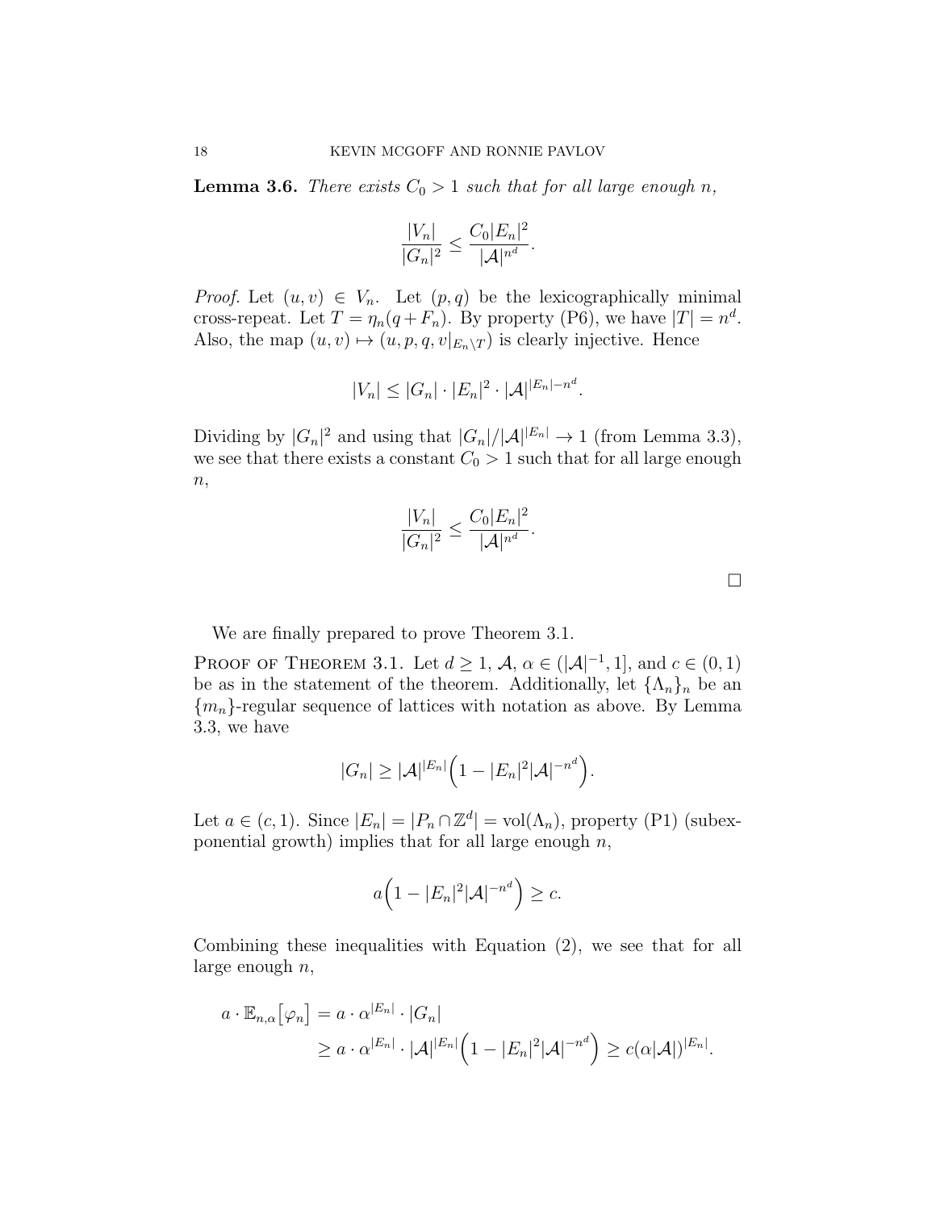**Lemma 3.6.** *There exists $C_0 > 1$ such that for all large enough $n$,*

$$\frac{|V_n|}{|G_n|^2} \leq \frac{C_0 |E_n|^2}{|\mathcal{A}|^{n^d}}.$$

*Proof.* Let $(u, v) \in V_n$. Let $(p, q)$ be the lexicographically minimal cross-repeat. Let $T = \eta_n(q + F_n)$. By property (P6), we have $|T| = n^d$. Also, the map $(u, v) \mapsto (u, p, q, v|_{E_n \setminus T})$ is clearly injective. Hence

$$|V_n| \leq |G_n| \cdot |E_n|^2 \cdot |\mathcal{A}|^{|E_n| - n^d}.$$

Dividing by $|G_n|^2$ and using that $|G_n|/|\mathcal{A}|^{|E_n|} \to 1$ (from Lemma 3.3), we see that there exists a constant $C_0 > 1$ such that for all large enough $n$,

$$\frac{|V_n|}{|G_n|^2} \leq \frac{C_0 |E_n|^2}{|\mathcal{A}|^{n^d}}.$$

□

We are finally prepared to prove Theorem 3.1.

Proof of Theorem 3.1. Let $d \geq 1$, $\mathcal{A}$, $\alpha \in (|\mathcal{A}|^{-1}, 1]$, and $c \in (0, 1)$ be as in the statement of the theorem. Additionally, let $\{\Lambda_n\}_n$ be an $\{m_n\}$-regular sequence of lattices with notation as above. By Lemma 3.3, we have

$$|G_n| \geq |\mathcal{A}|^{|E_n|} \Big( 1 - |E_n|^2 |\mathcal{A}|^{-n^d} \Big).$$

Let $a \in (c, 1)$. Since $|E_n| = |P_n \cap \mathbb{Z}^d| = \text{vol}(\Lambda_n)$, property (P1) (subexponential growth) implies that for all large enough $n$,

$$a \Big( 1 - |E_n|^2 |\mathcal{A}|^{-n^d} \Big) \geq c.$$

Combining these inequalities with Equation (2), we see that for all large enough $n$,

$$\begin{aligned} a \cdot \mathbb{E}_{n,\alpha}\big[\varphi_n\big] &= a \cdot \alpha^{|E_n|} \cdot |G_n| \\ &\geq a \cdot \alpha^{|E_n|} \cdot |\mathcal{A}|^{|E_n|} \Big( 1 - |E_n|^2 |\mathcal{A}|^{-n^d} \Big) \geq c (\alpha |\mathcal{A}|)^{|E_n|}. \end{aligned}$$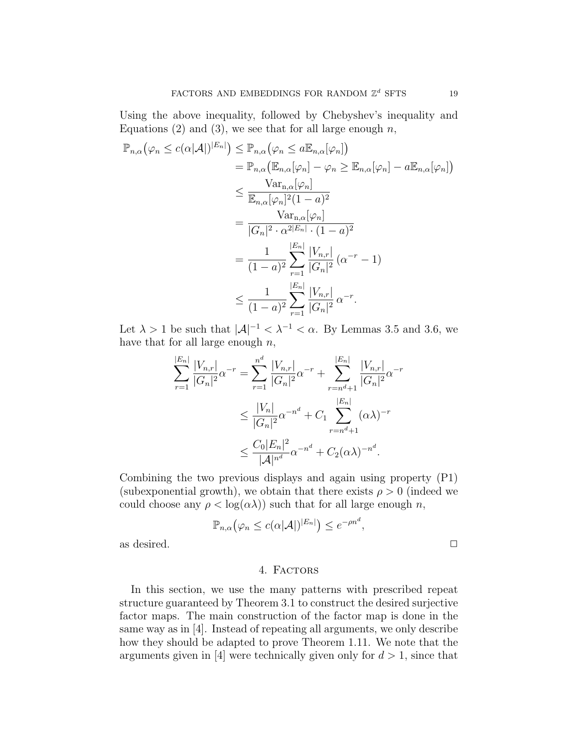Using the above inequality, followed by Chebyshev's inequality and Equations (2) and (3), we see that for all large enough $n$,

$$
\begin{aligned}
\mathbb{P}_{n,\alpha}\big(\varphi_n \leq c(\alpha|\mathcal{A}|)^{|E_n|}\big) &\leq \mathbb{P}_{n,\alpha}\big(\varphi_n \leq a\mathbb{E}_{n,\alpha}[\varphi_n]\big) \\
&= \mathbb{P}_{n,\alpha}\big(\mathbb{E}_{n,\alpha}[\varphi_n] - \varphi_n \geq \mathbb{E}_{n,\alpha}[\varphi_n] - a\mathbb{E}_{n,\alpha}[\varphi_n]\big) \\
&\leq \frac{\mathrm{Var}_{n,\alpha}[\varphi_n]}{\mathbb{E}_{n,\alpha}[\varphi_n]^2(1-a)^2} \\
&= \frac{\mathrm{Var}_{n,\alpha}[\varphi_n]}{|G_n|^2 \cdot \alpha^{2|E_n|} \cdot (1-a)^2} \\
&= \frac{1}{(1-a)^2} \sum_{r=1}^{|E_n|} \frac{|V_{n,r}|}{|G_n|^2} \left(\alpha^{-r} - 1\right) \\
&\leq \frac{1}{(1-a)^2} \sum_{r=1}^{|E_n|} \frac{|V_{n,r}|}{|G_n|^2} \alpha^{-r}.
\end{aligned}
$$

Let $\lambda > 1$ be such that $|\mathcal{A}|^{-1} < \lambda^{-1} < \alpha$. By Lemmas 3.5 and 3.6, we have that for all large enough $n$,

$$
\begin{aligned}
\sum_{r=1}^{|E_n|} \frac{|V_{n,r}|}{|G_n|^2}\alpha^{-r} &= \sum_{r=1}^{n^d} \frac{|V_{n,r}|}{|G_n|^2}\alpha^{-r} + \sum_{r=n^d+1}^{|E_n|} \frac{|V_{n,r}|}{|G_n|^2}\alpha^{-r} \\
&\leq \frac{|V_n|}{|G_n|^2}\alpha^{-n^d} + C_1 \sum_{r=n^d+1}^{|E_n|} (\alpha\lambda)^{-r} \\
&\leq \frac{C_0|E_n|^2}{|\mathcal{A}|^{n^d}}\alpha^{-n^d} + C_2(\alpha\lambda)^{-n^d}.
\end{aligned}
$$

Combining the two previous displays and again using property (P1) (subexponential growth), we obtain that there exists $\rho > 0$ (indeed we could choose any $\rho < \log(\alpha\lambda)$) such that for all large enough $n$,

$$
\mathbb{P}_{n,\alpha}\big(\varphi_n \leq c(\alpha|\mathcal{A}|)^{|E_n|}\big) \leq e^{-\rho n^d},
$$

as desired. $\square$

## 4. Factors

In this section, we use the many patterns with prescribed repeat structure guaranteed by Theorem 3.1 to construct the desired surjective factor maps. The main construction of the factor map is done in the same way as in [4]. Instead of repeating all arguments, we only describe how they should be adapted to prove Theorem 1.11. We note that the arguments given in [4] were technically given only for $d > 1$, since that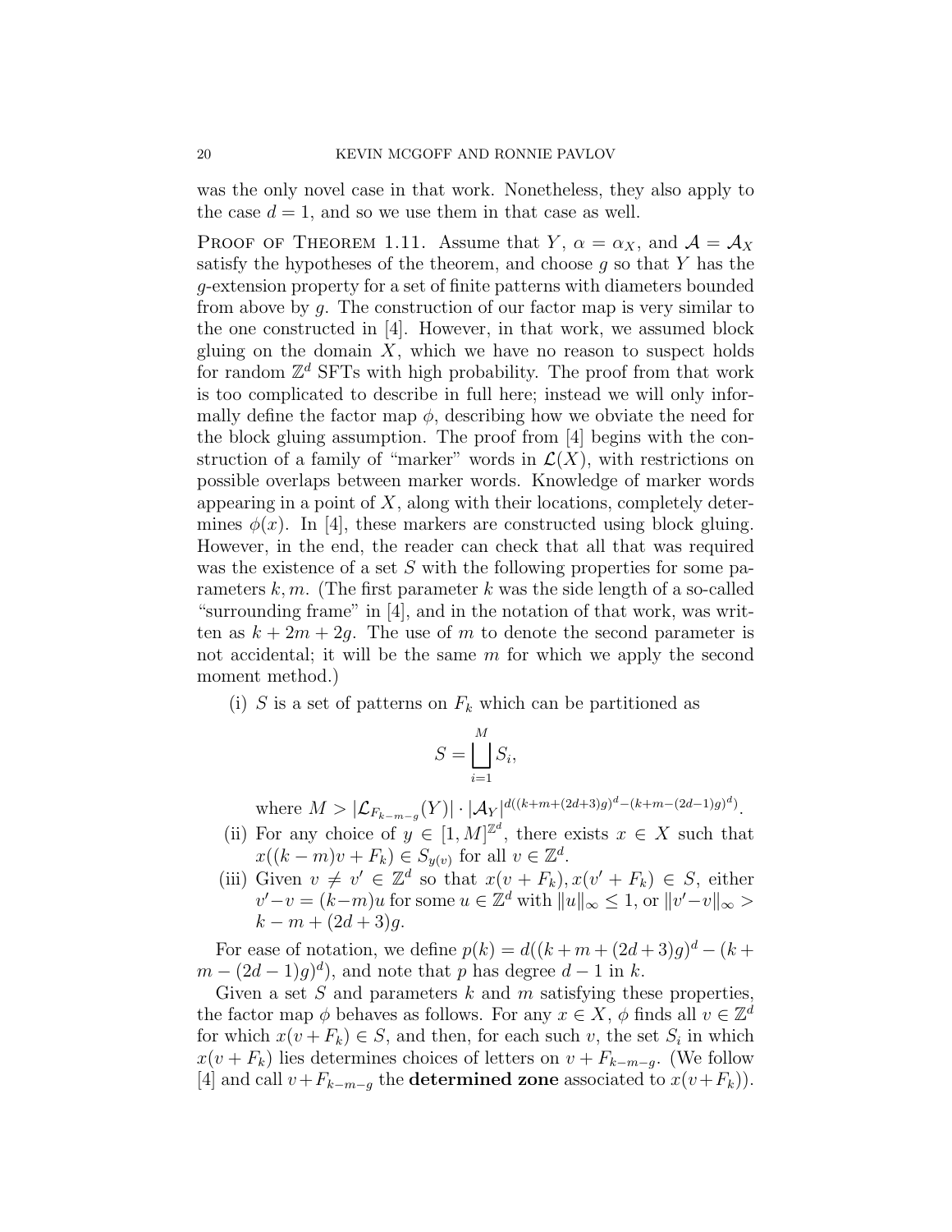was the only novel case in that work. Nonetheless, they also apply to the case $d = 1$, and so we use them in that case as well.

Proof of Theorem 1.11. Assume that $Y$, $\alpha = \alpha_X$, and $\mathcal{A} = \mathcal{A}_X$ satisfy the hypotheses of the theorem, and choose $g$ so that $Y$ has the $g$-extension property for a set of finite patterns with diameters bounded from above by $g$. The construction of our factor map is very similar to the one constructed in [4]. However, in that work, we assumed block gluing on the domain $X$, which we have no reason to suspect holds for random $\mathbb{Z}^d$ SFTs with high probability. The proof from that work is too complicated to describe in full here; instead we will only informally define the factor map $\phi$, describing how we obviate the need for the block gluing assumption. The proof from [4] begins with the construction of a family of "marker" words in $\mathcal{L}(X)$, with restrictions on possible overlaps between marker words. Knowledge of marker words appearing in a point of $X$, along with their locations, completely determines $\phi(x)$. In [4], these markers are constructed using block gluing. However, in the end, the reader can check that all that was required was the existence of a set $S$ with the following properties for some parameters $k, m$. (The first parameter $k$ was the side length of a so-called "surrounding frame" in [4], and in the notation of that work, was written as $k + 2m + 2g$. The use of $m$ to denote the second parameter is not accidental; it will be the same $m$ for which we apply the second moment method.)

(i) $S$ is a set of patterns on $F_k$ which can be partitioned as

$$S = \bigsqcup_{i=1}^{M} S_i,$$

where $M > |\mathcal{L}_{F_{k-m-g}}(Y)| \cdot |\mathcal{A}_Y|^{d((k+m+(2d+3)g)^d - (k+m-(2d-1)g)^d)}$.

(ii) For any choice of $y \in [1, M]^{\mathbb{Z}^d}$, there exists $x \in X$ such that $x((k-m)v + F_k) \in S_{y(v)}$ for all $v \in \mathbb{Z}^d$.

(iii) Given $v \neq v' \in \mathbb{Z}^d$ so that $x(v + F_k), x(v' + F_k) \in S$, either $v' - v = (k-m)u$ for some $u \in \mathbb{Z}^d$ with $\|u\|_\infty \leq 1$, or $\|v' - v\|_\infty > k - m + (2d+3)g$.

For ease of notation, we define $p(k) = d((k + m + (2d+3)g)^d - (k + m - (2d-1)g)^d)$, and note that $p$ has degree $d - 1$ in $k$.

Given a set $S$ and parameters $k$ and $m$ satisfying these properties, the factor map $\phi$ behaves as follows. For any $x \in X$, $\phi$ finds all $v \in \mathbb{Z}^d$ for which $x(v + F_k) \in S$, and then, for each such $v$, the set $S_i$ in which $x(v + F_k)$ lies determines choices of letters on $v + F_{k-m-g}$. (We follow [4] and call $v + F_{k-m-g}$ the **determined zone** associated to $x(v + F_k)$).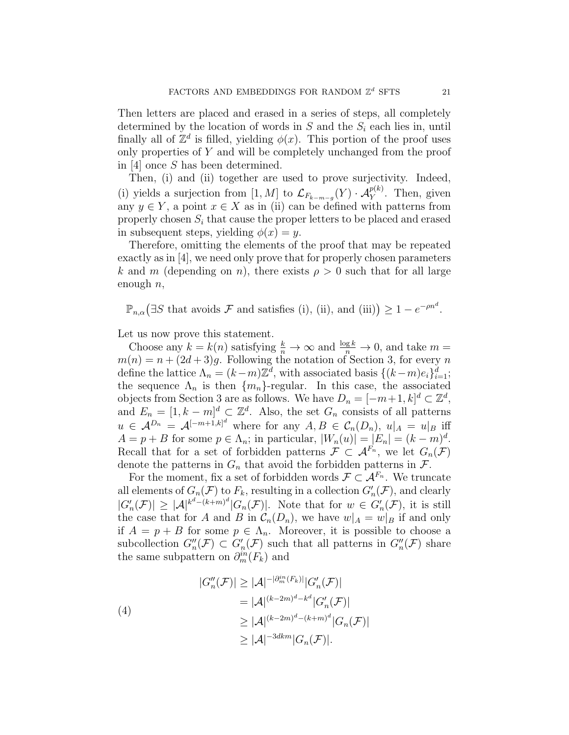Then letters are placed and erased in a series of steps, all completely determined by the location of words in $S$ and the $S_i$ each lies in, until finally all of $\mathbb{Z}^d$ is filled, yielding $\phi(x)$. This portion of the proof uses only properties of $Y$ and will be completely unchanged from the proof in [4] once $S$ has been determined.

Then, (i) and (ii) together are used to prove surjectivity. Indeed, (i) yields a surjection from $[1, M]$ to $\mathcal{L}_{F_{k-m-g}}(Y) \cdot \mathcal{A}_Y^{p(k)}$. Then, given any $y \in Y$, a point $x \in X$ as in (ii) can be defined with patterns from properly chosen $S_i$ that cause the proper letters to be placed and erased in subsequent steps, yielding $\phi(x) = y$.

Therefore, omitting the elements of the proof that may be repeated exactly as in [4], we need only prove that for properly chosen parameters $k$ and $m$ (depending on $n$), there exists $\rho > 0$ such that for all large enough $n$,

$$\mathbb{P}_{n,\alpha}\big(\exists S \text{ that avoids } \mathcal{F} \text{ and satisfies (i), (ii), and (iii)}\big) \geq 1 - e^{-\rho n^d}.$$

Let us now prove this statement.

Choose any $k = k(n)$ satisfying $\frac{k}{n} \to \infty$ and $\frac{\log k}{n} \to 0$, and take $m = m(n) = n + (2d+3)g$. Following the notation of Section 3, for every $n$ define the lattice $\Lambda_n = (k-m)\mathbb{Z}^d$, with associated basis $\{(k-m)e_i\}_{i=1}^d$; the sequence $\Lambda_n$ is then $\{m_n\}$-regular. In this case, the associated objects from Section 3 are as follows. We have $D_n = [-m+1, k]^d \subset \mathbb{Z}^d$, and $E_n = [1, k-m]^d \subset \mathbb{Z}^d$. Also, the set $G_n$ consists of all patterns $u \in \mathcal{A}^{D_n} = \mathcal{A}^{[-m+1,k]^d}$ where for any $A, B \in \mathcal{C}_n(D_n)$, $u|_A = u|_B$ iff $A = p + B$ for some $p \in \Lambda_n$; in particular, $|W_n(u)| = |E_n| = (k-m)^d$. Recall that for a set of forbidden patterns $\mathcal{F} \subset \mathcal{A}^{F_n}$, we let $G_n(\mathcal{F})$ denote the patterns in $G_n$ that avoid the forbidden patterns in $\mathcal{F}$.

For the moment, fix a set of forbidden words $\mathcal{F} \subset \mathcal{A}^{F_n}$. We truncate all elements of $G_n(\mathcal{F})$ to $F_k$, resulting in a collection $G'_n(\mathcal{F})$, and clearly $|G'_n(\mathcal{F})| \geq |\mathcal{A}|^{k^d - (k+m)^d}|G_n(\mathcal{F})|$. Note that for $w \in G'_n(\mathcal{F})$, it is still the case that for $A$ and $B$ in $\mathcal{C}_n(D_n)$, we have $w|_A = w|_B$ if and only if $A = p + B$ for some $p \in \Lambda_n$. Moreover, it is possible to choose a subcollection $G''_n(\mathcal{F}) \subset G'_n(\mathcal{F})$ such that all patterns in $G''_n(\mathcal{F})$ share the same subpattern on $\partial_m^{in}(F_k)$ and

$$\begin{aligned}
|G''_n(\mathcal{F})| &\geq |\mathcal{A}|^{-|\partial_m^{in}(F_k)|}|G'_n(\mathcal{F})| \\
&= |\mathcal{A}|^{(k-2m)^d - k^d}|G'_n(\mathcal{F})| \\
&\geq |\mathcal{A}|^{(k-2m)^d - (k+m)^d}|G_n(\mathcal{F})| \\
&\geq |\mathcal{A}|^{-3dkm}|G_n(\mathcal{F})|.
\end{aligned} \tag{4}$$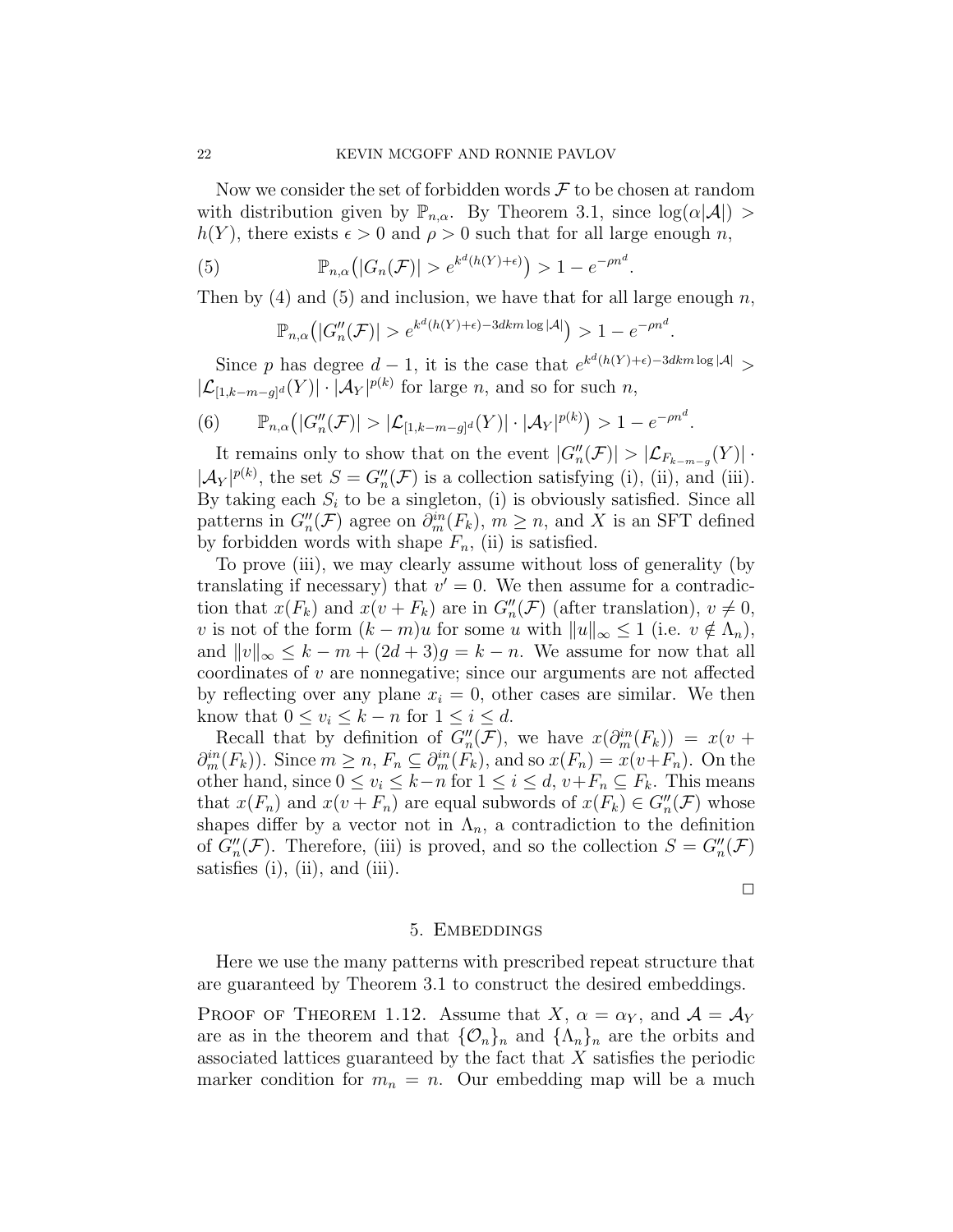Now we consider the set of forbidden words $\mathcal{F}$ to be chosen at random with distribution given by $\mathbb{P}_{n,\alpha}$. By Theorem 3.1, since $\log(\alpha|\mathcal{A}|) > h(Y)$, there exists $\epsilon > 0$ and $\rho > 0$ such that for all large enough $n$,

$$\mathbb{P}_{n,\alpha}\big(|G_n(\mathcal{F})| > e^{k^d(h(Y)+\epsilon)}\big) > 1 - e^{-\rho n^d}. \tag{5}$$

Then by (4) and (5) and inclusion, we have that for all large enough $n$,

$$\mathbb{P}_{n,\alpha}\big(|G''_n(\mathcal{F})| > e^{k^d(h(Y)+\epsilon)-3dkm\log|\mathcal{A}|}\big) > 1 - e^{-\rho n^d}.$$

Since $p$ has degree $d-1$, it is the case that $e^{k^d(h(Y)+\epsilon)-3dkm\log|\mathcal{A}|} > |\mathcal{L}_{[1,k-m-g]^d}(Y)| \cdot |\mathcal{A}_Y|^{p(k)}$ for large $n$, and so for such $n$,

$$\mathbb{P}_{n,\alpha}\big(|G''_n(\mathcal{F})| > |\mathcal{L}_{[1,k-m-g]^d}(Y)| \cdot |\mathcal{A}_Y|^{p(k)}\big) > 1 - e^{-\rho n^d}. \tag{6}$$

It remains only to show that on the event $|G''_n(\mathcal{F})| > |\mathcal{L}_{F_{k-m-g}}(Y)| \cdot |\mathcal{A}_Y|^{p(k)}$, the set $S = G''_n(\mathcal{F})$ is a collection satisfying (i), (ii), and (iii). By taking each $S_i$ to be a singleton, (i) is obviously satisfied. Since all patterns in $G''_n(\mathcal{F})$ agree on $\partial^{in}_m(F_k)$, $m \geq n$, and $X$ is an SFT defined by forbidden words with shape $F_n$, (ii) is satisfied.

To prove (iii), we may clearly assume without loss of generality (by translating if necessary) that $v' = 0$. We then assume for a contradiction that $x(F_k)$ and $x(v + F_k)$ are in $G''_n(\mathcal{F})$ (after translation), $v \neq 0$, $v$ is not of the form $(k-m)u$ for some $u$ with $\|u\|_\infty \leq 1$ (i.e. $v \notin \Lambda_n$), and $\|v\|_\infty \leq k - m + (2d+3)g = k - n$. We assume for now that all coordinates of $v$ are nonnegative; since our arguments are not affected by reflecting over any plane $x_i = 0$, other cases are similar. We then know that $0 \leq v_i \leq k - n$ for $1 \leq i \leq d$.

Recall that by definition of $G''_n(\mathcal{F})$, we have $x(\partial^{in}_m(F_k)) = x(v + \partial^{in}_m(F_k))$. Since $m \geq n$, $F_n \subseteq \partial^{in}_m(F_k)$, and so $x(F_n) = x(v+F_n)$. On the other hand, since $0 \leq v_i \leq k-n$ for $1 \leq i \leq d$, $v + F_n \subseteq F_k$. This means that $x(F_n)$ and $x(v + F_n)$ are equal subwords of $x(F_k) \in G''_n(\mathcal{F})$ whose shapes differ by a vector not in $\Lambda_n$, a contradiction to the definition of $G''_n(\mathcal{F})$. Therefore, (iii) is proved, and so the collection $S = G''_n(\mathcal{F})$ satisfies (i), (ii), and (iii).

□

## 5. Embeddings

Here we use the many patterns with prescribed repeat structure that are guaranteed by Theorem 3.1 to construct the desired embeddings.

Proof of Theorem 1.12. Assume that $X$, $\alpha = \alpha_Y$, and $\mathcal{A} = \mathcal{A}_Y$ are as in the theorem and that $\{\mathcal{O}_n\}_n$ and $\{\Lambda_n\}_n$ are the orbits and associated lattices guaranteed by the fact that $X$ satisfies the periodic marker condition for $m_n = n$. Our embedding map will be a much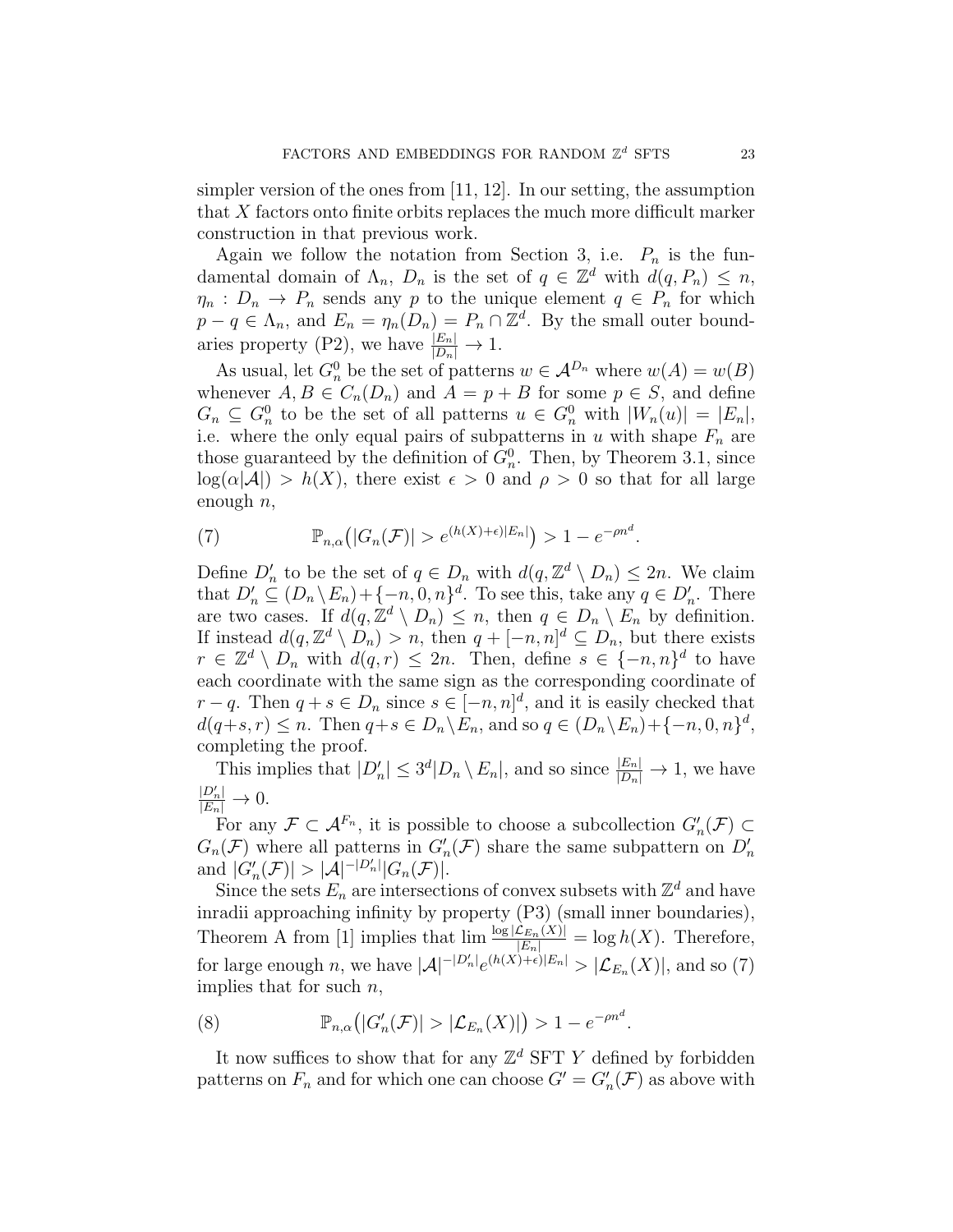simpler version of the ones from [11, 12]. In our setting, the assumption that $X$ factors onto finite orbits replaces the much more difficult marker construction in that previous work.

Again we follow the notation from Section 3, i.e. $P_n$ is the fundamental domain of $\Lambda_n$, $D_n$ is the set of $q \in \mathbb{Z}^d$ with $d(q, P_n) \leq n$, $\eta_n : D_n \to P_n$ sends any $p$ to the unique element $q \in P_n$ for which $p - q \in \Lambda_n$, and $E_n = \eta_n(D_n) = P_n \cap \mathbb{Z}^d$. By the small outer boundaries property (P2), we have $\frac{|E_n|}{|D_n|} \to 1$.

As usual, let $G_n^0$ be the set of patterns $w \in \mathcal{A}^{D_n}$ where $w(A) = w(B)$ whenever $A, B \in C_n(D_n)$ and $A = p + B$ for some $p \in S$, and define $G_n \subseteq G_n^0$ to be the set of all patterns $u \in G_n^0$ with $|W_n(u)| = |E_n|$, i.e. where the only equal pairs of subpatterns in $u$ with shape $F_n$ are those guaranteed by the definition of $G_n^0$. Then, by Theorem 3.1, since $\log(\alpha|\mathcal{A}|) > h(X)$, there exist $\epsilon > 0$ and $\rho > 0$ so that for all large enough $n$,

$$\mathbb{P}_{n,\alpha}\big(|G_n(\mathcal{F})| > e^{(h(X)+\epsilon)|E_n|}\big) > 1 - e^{-\rho n^d}. \tag{7}$$

Define $D'_n$ to be the set of $q \in D_n$ with $d(q, \mathbb{Z}^d \setminus D_n) \leq 2n$. We claim that $D'_n \subseteq (D_n \setminus E_n) + \{-n, 0, n\}^d$. To see this, take any $q \in D'_n$. There are two cases. If $d(q, \mathbb{Z}^d \setminus D_n) \leq n$, then $q \in D_n \setminus E_n$ by definition. If instead $d(q, \mathbb{Z}^d \setminus D_n) > n$, then $q + [-n, n]^d \subseteq D_n$, but there exists $r \in \mathbb{Z}^d \setminus D_n$ with $d(q, r) \leq 2n$. Then, define $s \in \{-n, n\}^d$ to have each coordinate with the same sign as the corresponding coordinate of $r - q$. Then $q + s \in D_n$ since $s \in [-n, n]^d$, and it is easily checked that $d(q+s, r) \leq n$. Then $q+s \in D_n \setminus E_n$, and so $q \in (D_n \setminus E_n) + \{-n, 0, n\}^d$, completing the proof.

This implies that $|D'_n| \leq 3^d |D_n \setminus E_n|$, and so since $\frac{|E_n|}{|D_n|} \to 1$, we have $\frac{|D'_n|}{|E_n|} \to 0$.

For any $\mathcal{F} \subset \mathcal{A}^{F_n}$, it is possible to choose a subcollection $G'_n(\mathcal{F}) \subset G_n(\mathcal{F})$ where all patterns in $G'_n(\mathcal{F})$ share the same subpattern on $D'_n$ and $|G'_n(\mathcal{F})| > |\mathcal{A}|^{-|D'_n|} |G_n(\mathcal{F})|$.

Since the sets $E_n$ are intersections of convex subsets with $\mathbb{Z}^d$ and have inradii approaching infinity by property (P3) (small inner boundaries), Theorem A from [1] implies that $\lim \frac{\log |\mathcal{L}_{E_n}(X)|}{|E_n|} = \log h(X)$. Therefore, for large enough $n$, we have $|\mathcal{A}|^{-|D'_n|} e^{(h(X)+\epsilon)|E_n|} > |\mathcal{L}_{E_n}(X)|$, and so (7) implies that for such $n$,

$$\mathbb{P}_{n,\alpha}\big(|G'_n(\mathcal{F})| > |\mathcal{L}_{E_n}(X)|\big) > 1 - e^{-\rho n^d}. \tag{8}$$

It now suffices to show that for any $\mathbb{Z}^d$ SFT $Y$ defined by forbidden patterns on $F_n$ and for which one can choose $G' = G'_n(\mathcal{F})$ as above with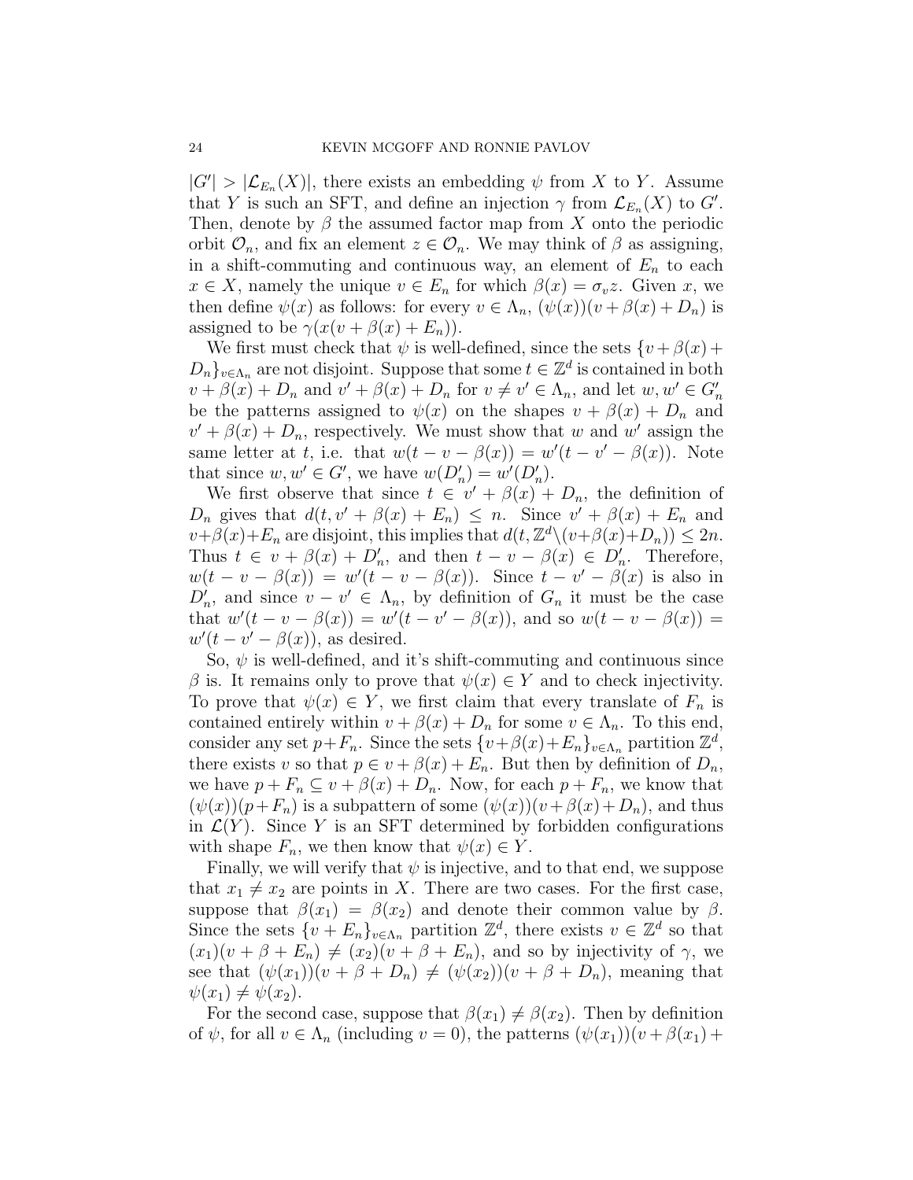$|G'| > |\mathcal{L}_{E_n}(X)|$, there exists an embedding $\psi$ from $X$ to $Y$. Assume that $Y$ is such an SFT, and define an injection $\gamma$ from $\mathcal{L}_{E_n}(X)$ to $G'$. Then, denote by $\beta$ the assumed factor map from $X$ onto the periodic orbit $\mathcal{O}_n$, and fix an element $z \in \mathcal{O}_n$. We may think of $\beta$ as assigning, in a shift-commuting and continuous way, an element of $E_n$ to each $x \in X$, namely the unique $v \in E_n$ for which $\beta(x) = \sigma_v z$. Given $x$, we then define $\psi(x)$ as follows: for every $v \in \Lambda_n$, $(\psi(x))(v + \beta(x) + D_n)$ is assigned to be $\gamma(x(v + \beta(x) + E_n))$.

We first must check that $\psi$ is well-defined, since the sets $\{v + \beta(x) + D_n\}_{v \in \Lambda_n}$ are not disjoint. Suppose that some $t \in \mathbb{Z}^d$ is contained in both $v + \beta(x) + D_n$ and $v' + \beta(x) + D_n$ for $v \neq v' \in \Lambda_n$, and let $w, w' \in G'_n$ be the patterns assigned to $\psi(x)$ on the shapes $v + \beta(x) + D_n$ and $v' + \beta(x) + D_n$, respectively. We must show that $w$ and $w'$ assign the same letter at $t$, i.e. that $w(t - v - \beta(x)) = w'(t - v' - \beta(x))$. Note that since $w, w' \in G'$, we have $w(D'_n) = w'(D'_n)$.

We first observe that since $t \in v' + \beta(x) + D_n$, the definition of $D_n$ gives that $d(t, v' + \beta(x) + E_n) \leq n$. Since $v' + \beta(x) + E_n$ and $v + \beta(x) + E_n$ are disjoint, this implies that $d(t, \mathbb{Z}^d \setminus (v + \beta(x) + D_n)) \leq 2n$. Thus $t \in v + \beta(x) + D'_n$, and then $t - v - \beta(x) \in D'_n$. Therefore, $w(t - v - \beta(x)) = w'(t - v - \beta(x))$. Since $t - v' - \beta(x)$ is also in $D'_n$, and since $v - v' \in \Lambda_n$, by definition of $G_n$ it must be the case that $w'(t - v - \beta(x)) = w'(t - v' - \beta(x))$, and so $w(t - v - \beta(x)) = w'(t - v' - \beta(x))$, as desired.

So, $\psi$ is well-defined, and it's shift-commuting and continuous since $\beta$ is. It remains only to prove that $\psi(x) \in Y$ and to check injectivity. To prove that $\psi(x) \in Y$, we first claim that every translate of $F_n$ is contained entirely within $v + \beta(x) + D_n$ for some $v \in \Lambda_n$. To this end, consider any set $p + F_n$. Since the sets $\{v + \beta(x) + E_n\}_{v \in \Lambda_n}$ partition $\mathbb{Z}^d$, there exists $v$ so that $p \in v + \beta(x) + E_n$. But then by definition of $D_n$, we have $p + F_n \subseteq v + \beta(x) + D_n$. Now, for each $p + F_n$, we know that $(\psi(x))(p + F_n)$ is a subpattern of some $(\psi(x))(v + \beta(x) + D_n)$, and thus in $\mathcal{L}(Y)$. Since $Y$ is an SFT determined by forbidden configurations with shape $F_n$, we then know that $\psi(x) \in Y$.

Finally, we will verify that $\psi$ is injective, and to that end, we suppose that $x_1 \neq x_2$ are points in $X$. There are two cases. For the first case, suppose that $\beta(x_1) = \beta(x_2)$ and denote their common value by $\beta$. Since the sets $\{v + E_n\}_{v \in \Lambda_n}$ partition $\mathbb{Z}^d$, there exists $v \in \mathbb{Z}^d$ so that $(x_1)(v + \beta + E_n) \neq (x_2)(v + \beta + E_n)$, and so by injectivity of $\gamma$, we see that $(\psi(x_1))(v + \beta + D_n) \neq (\psi(x_2))(v + \beta + D_n)$, meaning that $\psi(x_1) \neq \psi(x_2)$.

For the second case, suppose that $\beta(x_1) \neq \beta(x_2)$. Then by definition of $\psi$, for all $v \in \Lambda_n$ (including $v = 0$), the patterns $(\psi(x_1))(v + \beta(x_1) +$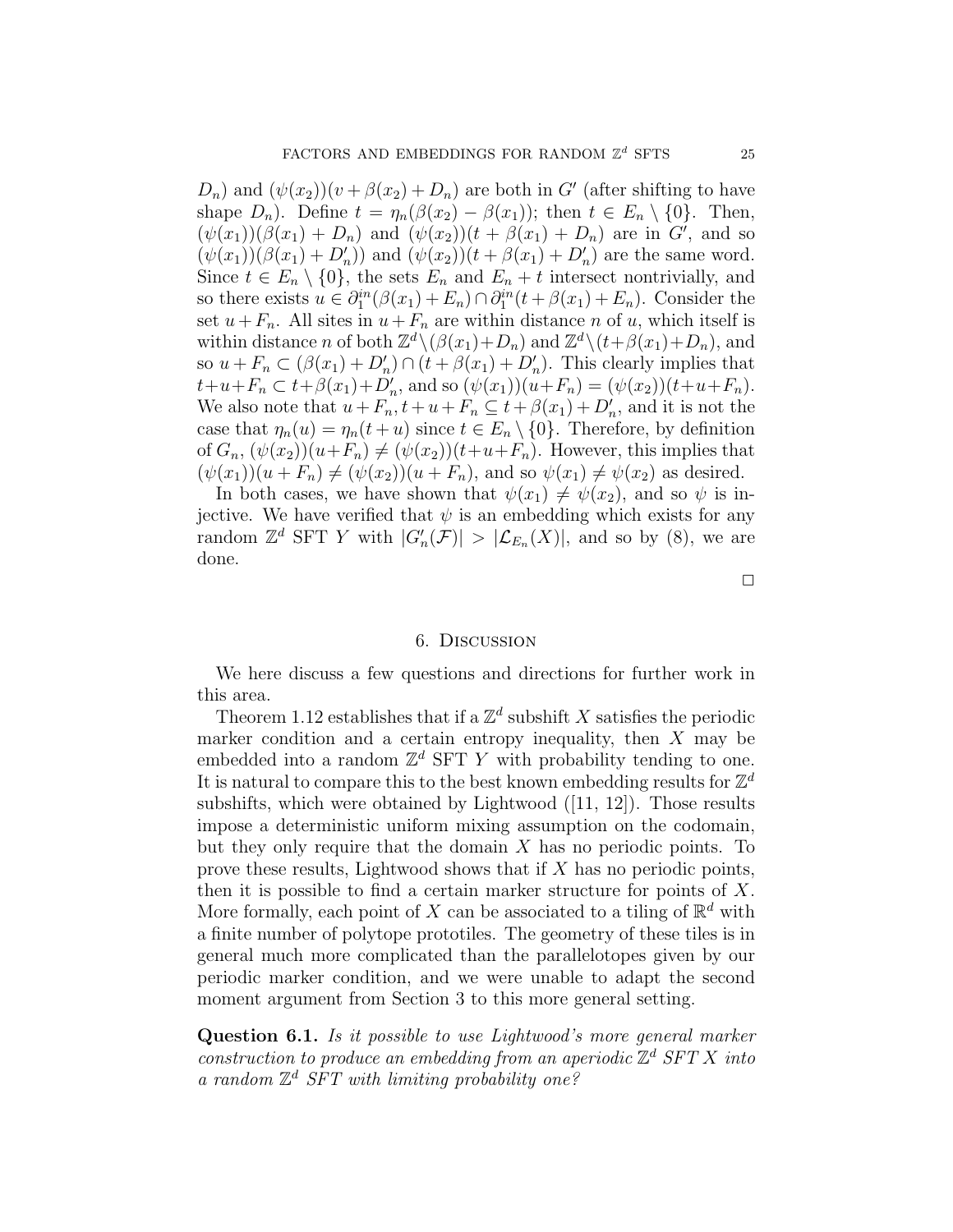$D_n$) and $(\psi(x_2))(v + \beta(x_2) + D_n)$ are both in $G'$ (after shifting to have shape $D_n$). Define $t = \eta_n(\beta(x_2) - \beta(x_1))$; then $t \in E_n \setminus \{0\}$. Then, $(\psi(x_1))(\beta(x_1) + D_n)$ and $(\psi(x_2))(t + \beta(x_1) + D_n)$ are in $G'$, and so $(\psi(x_1))(\beta(x_1) + D'_n))$ and $(\psi(x_2))(t + \beta(x_1) + D'_n)$ are the same word. Since $t \in E_n \setminus \{0\}$, the sets $E_n$ and $E_n + t$ intersect nontrivially, and so there exists $u \in \partial_1^{in}(\beta(x_1) + E_n) \cap \partial_1^{in}(t + \beta(x_1) + E_n)$. Consider the set $u + F_n$. All sites in $u + F_n$ are within distance $n$ of $u$, which itself is within distance $n$ of both $\mathbb{Z}^d \setminus (\beta(x_1) + D_n)$ and $\mathbb{Z}^d \setminus (t + \beta(x_1) + D_n)$, and so $u + F_n \subset (\beta(x_1) + D'_n) \cap (t + \beta(x_1) + D'_n)$. This clearly implies that $t + u + F_n \subset t + \beta(x_1) + D'_n$, and so $(\psi(x_1))(u + F_n) = (\psi(x_2))(t + u + F_n)$. We also note that $u + F_n, t + u + F_n \subseteq t + \beta(x_1) + D'_n$, and it is not the case that $\eta_n(u) = \eta_n(t + u)$ since $t \in E_n \setminus \{0\}$. Therefore, by definition of $G_n$, $(\psi(x_2))(u + F_n) \neq (\psi(x_2))(t + u + F_n)$. However, this implies that $(\psi(x_1))(u + F_n) \neq (\psi(x_2))(u + F_n)$, and so $\psi(x_1) \neq \psi(x_2)$ as desired.

In both cases, we have shown that $\psi(x_1) \neq \psi(x_2)$, and so $\psi$ is injective. We have verified that $\psi$ is an embedding which exists for any random $\mathbb{Z}^d$ SFT $Y$ with $|G'_n(\mathcal{F})| > |\mathcal{L}_{E_n}(X)|$, and so by (8), we are done.

□

## 6. Discussion

We here discuss a few questions and directions for further work in this area.

Theorem 1.12 establishes that if a $\mathbb{Z}^d$ subshift $X$ satisfies the periodic marker condition and a certain entropy inequality, then $X$ may be embedded into a random $\mathbb{Z}^d$ SFT $Y$ with probability tending to one. It is natural to compare this to the best known embedding results for $\mathbb{Z}^d$ subshifts, which were obtained by Lightwood ([11, 12]). Those results impose a deterministic uniform mixing assumption on the codomain, but they only require that the domain $X$ has no periodic points. To prove these results, Lightwood shows that if $X$ has no periodic points, then it is possible to find a certain marker structure for points of $X$. More formally, each point of $X$ can be associated to a tiling of $\mathbb{R}^d$ with a finite number of polytope prototiles. The geometry of these tiles is in general much more complicated than the parallelotopes given by our periodic marker condition, and we were unable to adapt the second moment argument from Section 3 to this more general setting.

**Question 6.1.** *Is it possible to use Lightwood's more general marker construction to produce an embedding from an aperiodic $\mathbb{Z}^d$ SFT $X$ into a random $\mathbb{Z}^d$ SFT with limiting probability one?*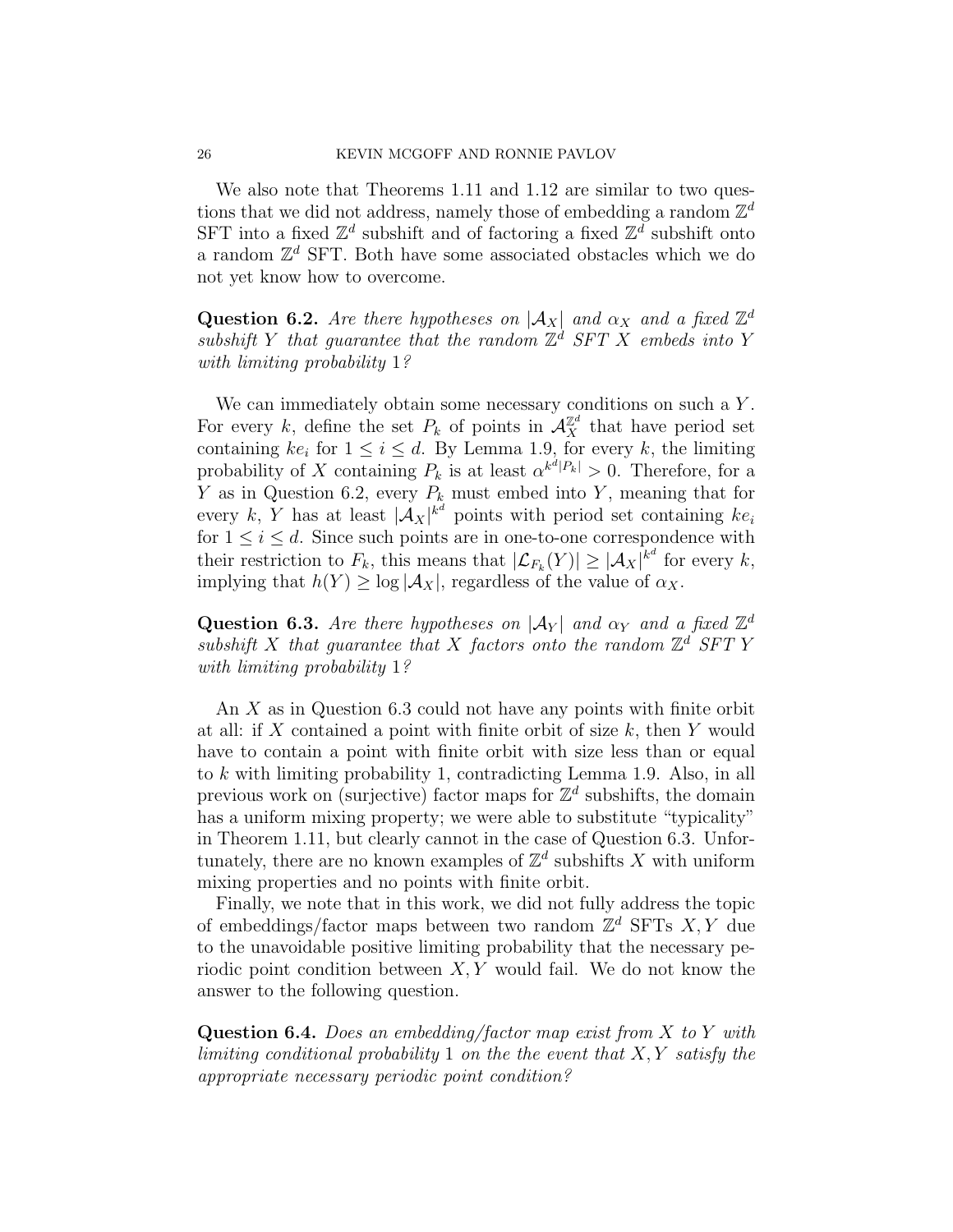We also note that Theorems 1.11 and 1.12 are similar to two questions that we did not address, namely those of embedding a random $\mathbb{Z}^d$ SFT into a fixed $\mathbb{Z}^d$ subshift and of factoring a fixed $\mathbb{Z}^d$ subshift onto a random $\mathbb{Z}^d$ SFT. Both have some associated obstacles which we do not yet know how to overcome.

**Question 6.2.** *Are there hypotheses on $|\mathcal{A}_X|$ and $\alpha_X$ and a fixed $\mathbb{Z}^d$ subshift $Y$ that guarantee that the random $\mathbb{Z}^d$ SFT $X$ embeds into $Y$ with limiting probability 1?*

We can immediately obtain some necessary conditions on such a $Y$. For every $k$, define the set $P_k$ of points in $\mathcal{A}_X^{\mathbb{Z}^d}$ that have period set containing $ke_i$ for $1 \leq i \leq d$. By Lemma 1.9, for every $k$, the limiting probability of $X$ containing $P_k$ is at least $\alpha^{k^d|P_k|} > 0$. Therefore, for a $Y$ as in Question 6.2, every $P_k$ must embed into $Y$, meaning that for every $k$, $Y$ has at least $|\mathcal{A}_X|^{k^d}$ points with period set containing $ke_i$ for $1 \leq i \leq d$. Since such points are in one-to-one correspondence with their restriction to $F_k$, this means that $|\mathcal{L}_{F_k}(Y)| \geq |\mathcal{A}_X|^{k^d}$ for every $k$, implying that $h(Y) \geq \log |\mathcal{A}_X|$, regardless of the value of $\alpha_X$.

**Question 6.3.** *Are there hypotheses on $|\mathcal{A}_Y|$ and $\alpha_Y$ and a fixed $\mathbb{Z}^d$ subshift $X$ that guarantee that $X$ factors onto the random $\mathbb{Z}^d$ SFT $Y$ with limiting probability 1?*

An $X$ as in Question 6.3 could not have any points with finite orbit at all: if $X$ contained a point with finite orbit of size $k$, then $Y$ would have to contain a point with finite orbit with size less than or equal to $k$ with limiting probability 1, contradicting Lemma 1.9. Also, in all previous work on (surjective) factor maps for $\mathbb{Z}^d$ subshifts, the domain has a uniform mixing property; we were able to substitute "typicality" in Theorem 1.11, but clearly cannot in the case of Question 6.3. Unfortunately, there are no known examples of $\mathbb{Z}^d$ subshifts $X$ with uniform mixing properties and no points with finite orbit.

Finally, we note that in this work, we did not fully address the topic of embeddings/factor maps between two random $\mathbb{Z}^d$ SFTs $X, Y$ due to the unavoidable positive limiting probability that the necessary periodic point condition between $X, Y$ would fail. We do not know the answer to the following question.

**Question 6.4.** *Does an embedding/factor map exist from $X$ to $Y$ with limiting conditional probability 1 on the the event that $X, Y$ satisfy the appropriate necessary periodic point condition?*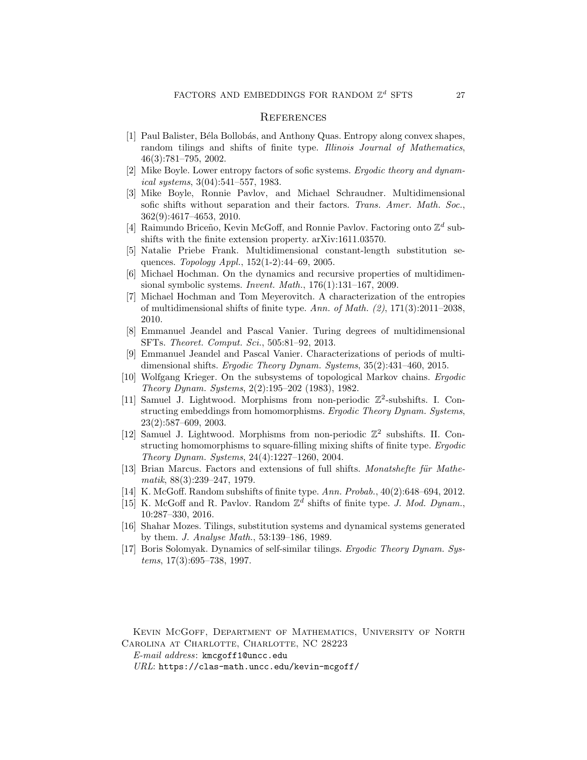## References

[1] Paul Balister, Béla Bollobás, and Anthony Quas. Entropy along convex shapes, random tilings and shifts of finite type. *Illinois Journal of Mathematics*, 46(3):781–795, 2002.

[2] Mike Boyle. Lower entropy factors of sofic systems. *Ergodic theory and dynamical systems*, 3(04):541–557, 1983.

[3] Mike Boyle, Ronnie Pavlov, and Michael Schraudner. Multidimensional sofic shifts without separation and their factors. *Trans. Amer. Math. Soc.*, 362(9):4617–4653, 2010.

[4] Raimundo Briceño, Kevin McGoff, and Ronnie Pavlov. Factoring onto $\mathbb{Z}^d$ subshifts with the finite extension property. arXiv:1611.03570.

[5] Natalie Priebe Frank. Multidimensional constant-length substitution sequences. *Topology Appl.*, 152(1-2):44–69, 2005.

[6] Michael Hochman. On the dynamics and recursive properties of multidimensional symbolic systems. *Invent. Math.*, 176(1):131–167, 2009.

[7] Michael Hochman and Tom Meyerovitch. A characterization of the entropies of multidimensional shifts of finite type. *Ann. of Math. (2)*, 171(3):2011–2038, 2010.

[8] Emmanuel Jeandel and Pascal Vanier. Turing degrees of multidimensional SFTs. *Theoret. Comput. Sci.*, 505:81–92, 2013.

[9] Emmanuel Jeandel and Pascal Vanier. Characterizations of periods of multidimensional shifts. *Ergodic Theory Dynam. Systems*, 35(2):431–460, 2015.

[10] Wolfgang Krieger. On the subsystems of topological Markov chains. *Ergodic Theory Dynam. Systems*, 2(2):195–202 (1983), 1982.

[11] Samuel J. Lightwood. Morphisms from non-periodic $\mathbb{Z}^2$-subshifts. I. Constructing embeddings from homomorphisms. *Ergodic Theory Dynam. Systems*, 23(2):587–609, 2003.

[12] Samuel J. Lightwood. Morphisms from non-periodic $\mathbb{Z}^2$ subshifts. II. Constructing homomorphisms to square-filling mixing shifts of finite type. *Ergodic Theory Dynam. Systems*, 24(4):1227–1260, 2004.

[13] Brian Marcus. Factors and extensions of full shifts. *Monatshefte für Mathematik*, 88(3):239–247, 1979.

[14] K. McGoff. Random subshifts of finite type. *Ann. Probab.*, 40(2):648–694, 2012.

[15] K. McGoff and R. Pavlov. Random $\mathbb{Z}^d$ shifts of finite type. *J. Mod. Dynam.*, 10:287–330, 2016.

[16] Shahar Mozes. Tilings, substitution systems and dynamical systems generated by them. *J. Analyse Math.*, 53:139–186, 1989.

[17] Boris Solomyak. Dynamics of self-similar tilings. *Ergodic Theory Dynam. Systems*, 17(3):695–738, 1997.

Kevin McGoff, Department of Mathematics, University of North Carolina at Charlotte, Charlotte, NC 28223

*E-mail address*: kmcgoff1@uncc.edu

*URL*: https://clas-math.uncc.edu/kevin-mcgoff/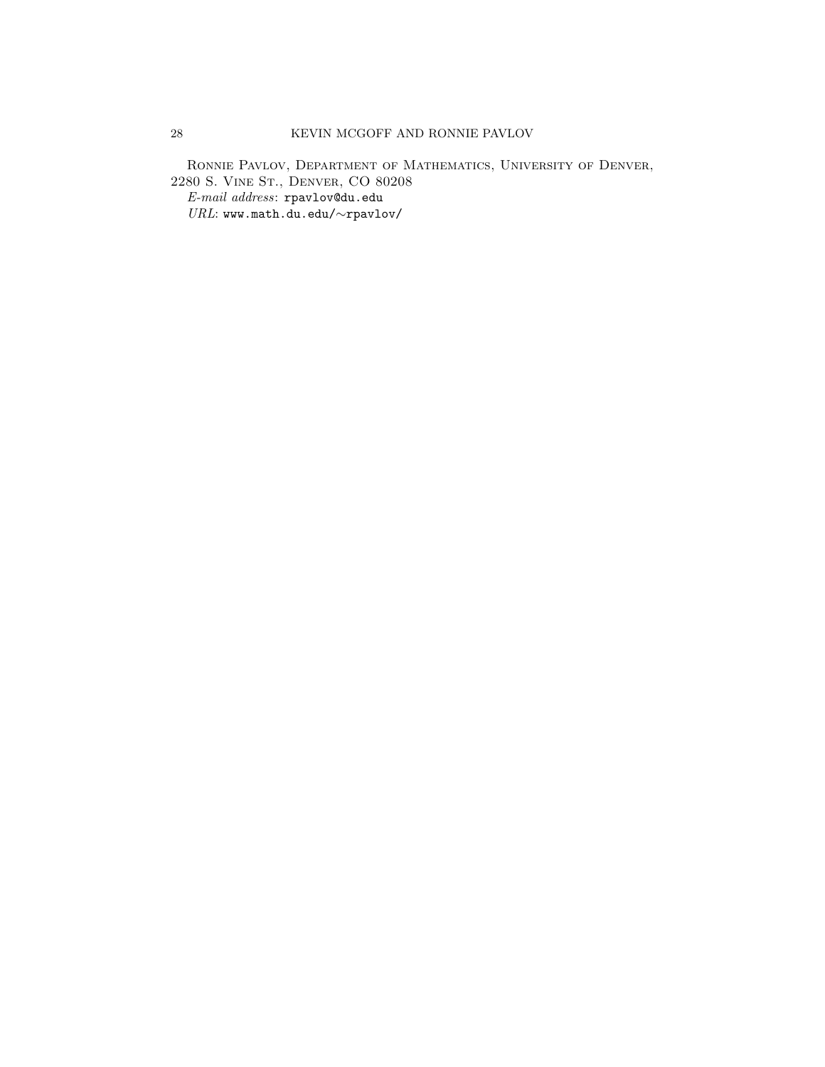Ronnie Pavlov, Department of Mathematics, University of Denver, 2280 S. Vine St., Denver, CO 80208

*E-mail address*: rpavlov@du.edu

*URL*: www.math.du.edu/~rpavlov/